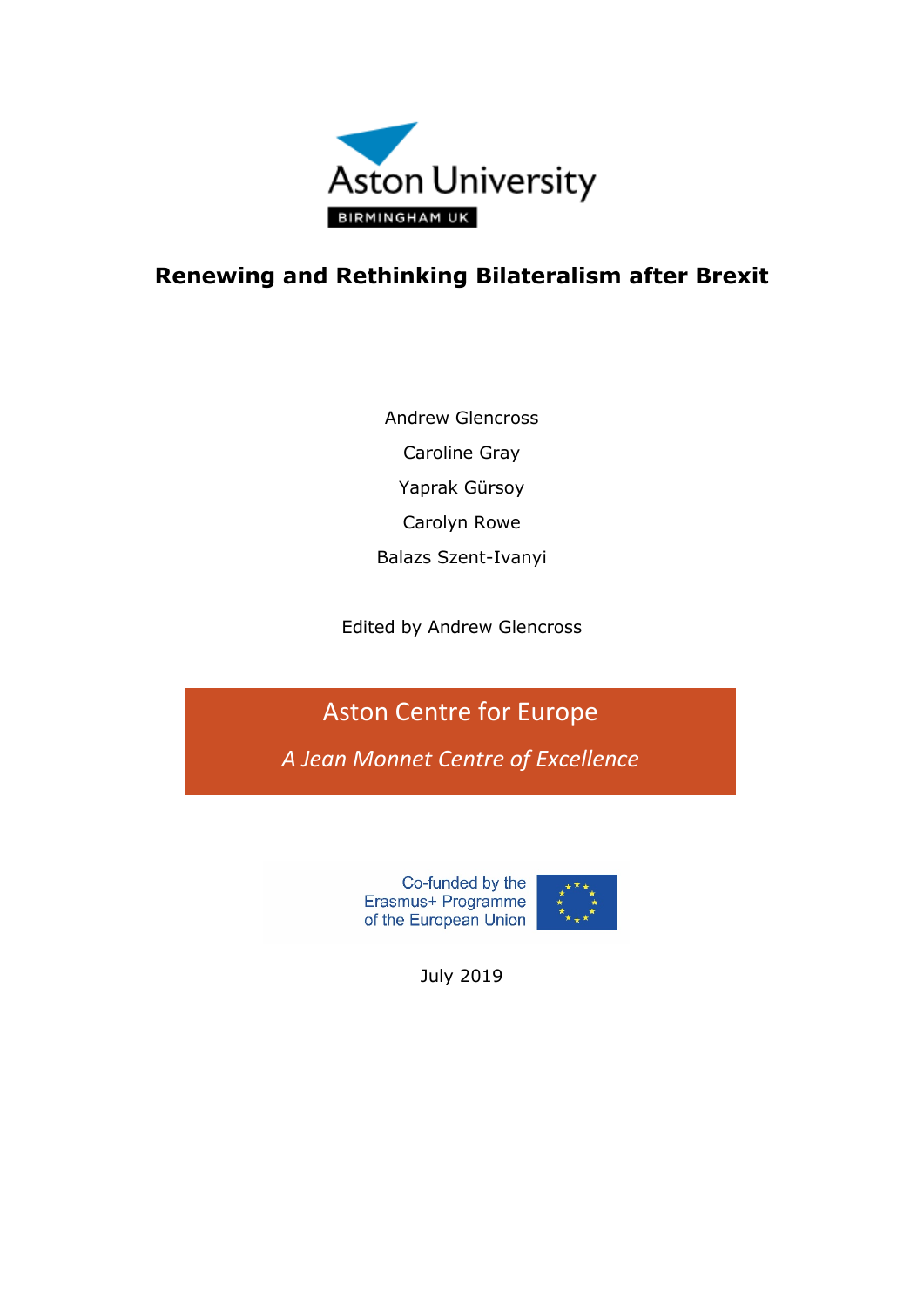Aston University

BIRMINGHAM UK

# Renewing and Rethinking Bilateralism after Brexit

Andrew Glencross

Caroline Gray

Yaprak Gürsoy

Carolyn Rowe

Balazs Szent-Ivanyi

Edited by Andrew Glencross

Aston Centre for Europe

*A Jean Monnet Centre of Excellence*

Co-funded by the Erasmus+ Programme of the European Union

July 2019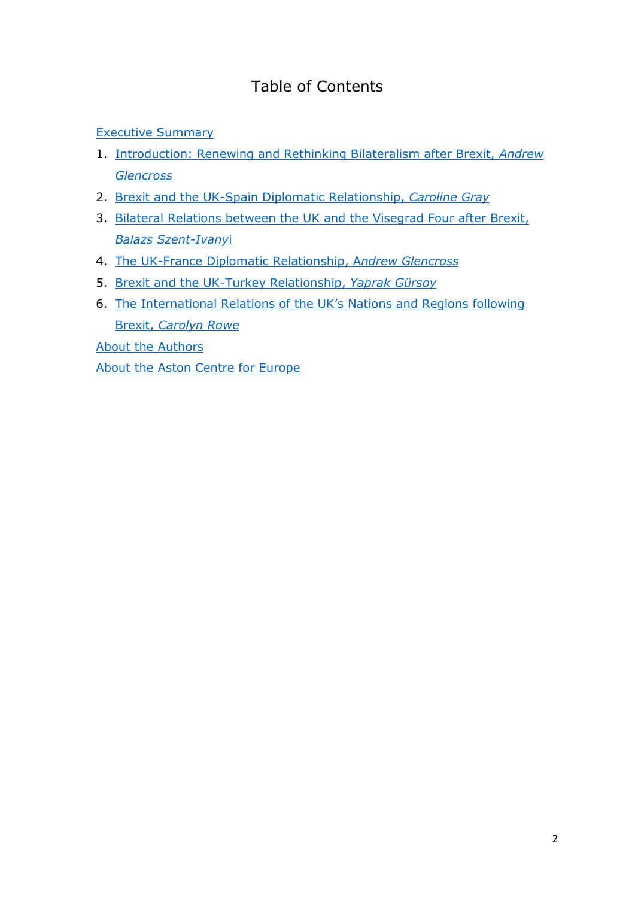# Table of Contents

Executive Summary

1. Introduction: Renewing and Rethinking Bilateralism after Brexit, *Andrew Glencross*
2. Brexit and the UK-Spain Diplomatic Relationship, *Caroline Gray*
3. Bilateral Relations between the UK and the Visegrad Four after Brexit, *Balazs Szent-Ivanyi*
4. The UK-France Diplomatic Relationship, *Andrew Glencross*
5. Brexit and the UK-Turkey Relationship, *Yaprak Gürsoy*
6. The International Relations of the UK's Nations and Regions following Brexit, *Carolyn Rowe*

About the Authors

About the Aston Centre for Europe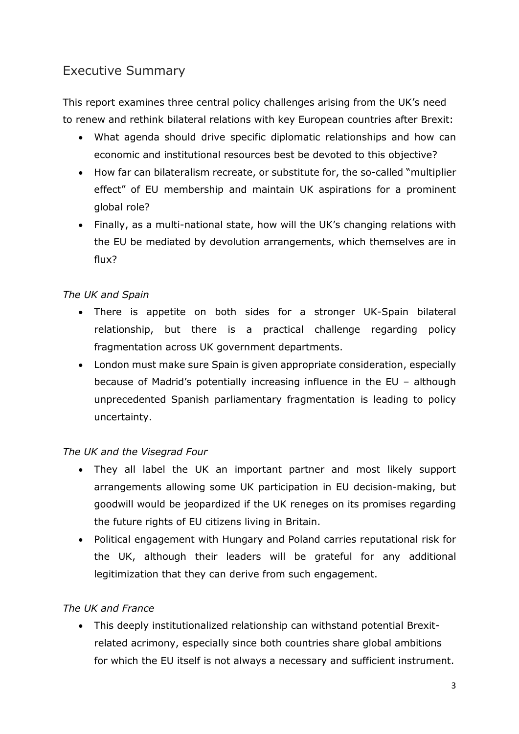## Executive Summary

This report examines three central policy challenges arising from the UK's need to renew and rethink bilateral relations with key European countries after Brexit:

- What agenda should drive specific diplomatic relationships and how can economic and institutional resources best be devoted to this objective?
- How far can bilateralism recreate, or substitute for, the so-called "multiplier effect" of EU membership and maintain UK aspirations for a prominent global role?
- Finally, as a multi-national state, how will the UK's changing relations with the EU be mediated by devolution arrangements, which themselves are in flux?

*The UK and Spain*

- There is appetite on both sides for a stronger UK-Spain bilateral relationship, but there is a practical challenge regarding policy fragmentation across UK government departments.
- London must make sure Spain is given appropriate consideration, especially because of Madrid's potentially increasing influence in the EU – although unprecedented Spanish parliamentary fragmentation is leading to policy uncertainty.

*The UK and the Visegrad Four*

- They all label the UK an important partner and most likely support arrangements allowing some UK participation in EU decision-making, but goodwill would be jeopardized if the UK reneges on its promises regarding the future rights of EU citizens living in Britain.
- Political engagement with Hungary and Poland carries reputational risk for the UK, although their leaders will be grateful for any additional legitimization that they can derive from such engagement.

*The UK and France*

- This deeply institutionalized relationship can withstand potential Brexit-related acrimony, especially since both countries share global ambitions for which the EU itself is not always a necessary and sufficient instrument.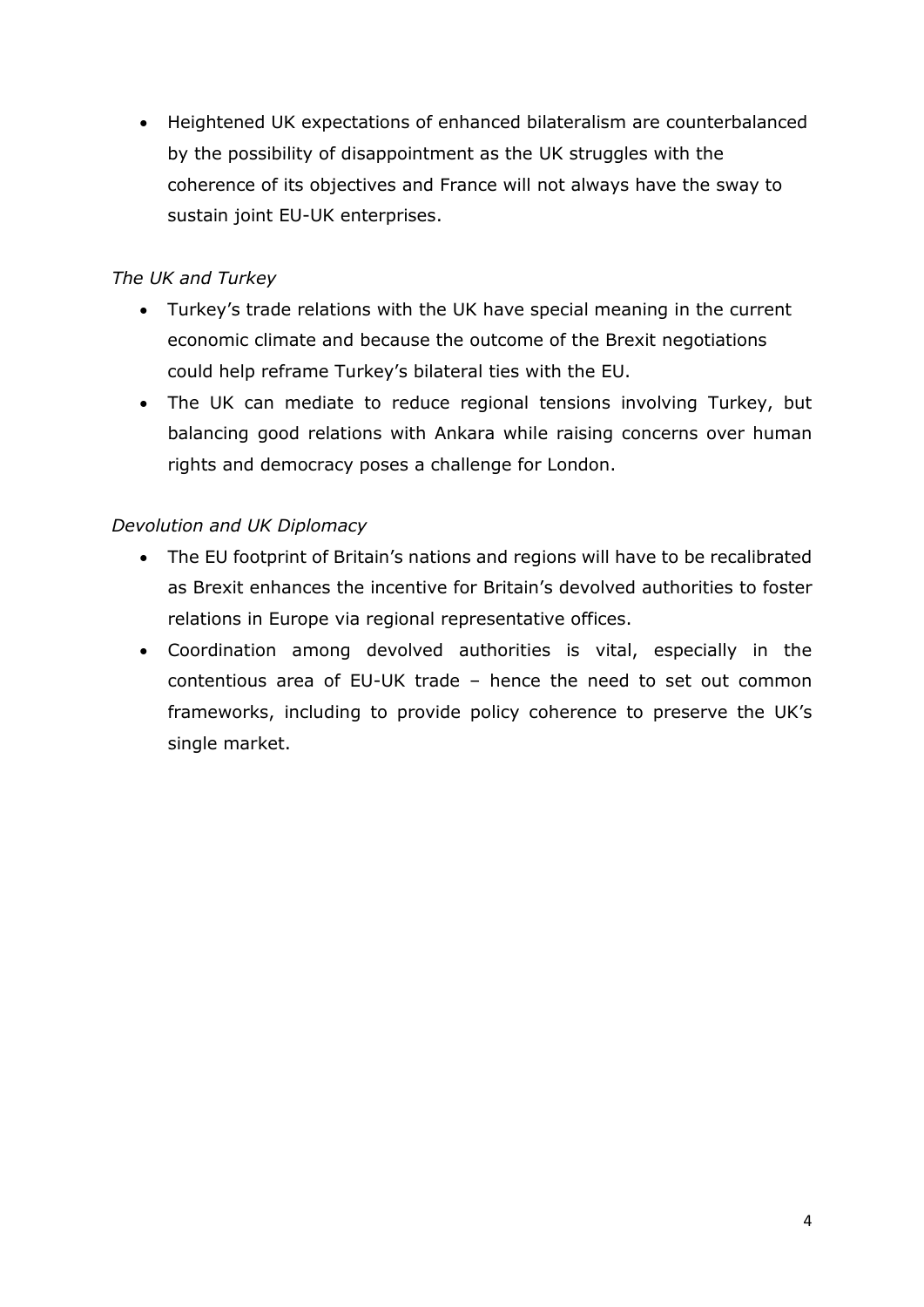- Heightened UK expectations of enhanced bilateralism are counterbalanced by the possibility of disappointment as the UK struggles with the coherence of its objectives and France will not always have the sway to sustain joint EU-UK enterprises.

*The UK and Turkey*

- Turkey's trade relations with the UK have special meaning in the current economic climate and because the outcome of the Brexit negotiations could help reframe Turkey's bilateral ties with the EU.
- The UK can mediate to reduce regional tensions involving Turkey, but balancing good relations with Ankara while raising concerns over human rights and democracy poses a challenge for London.

*Devolution and UK Diplomacy*

- The EU footprint of Britain's nations and regions will have to be recalibrated as Brexit enhances the incentive for Britain's devolved authorities to foster relations in Europe via regional representative offices.
- Coordination among devolved authorities is vital, especially in the contentious area of EU-UK trade – hence the need to set out common frameworks, including to provide policy coherence to preserve the UK's single market.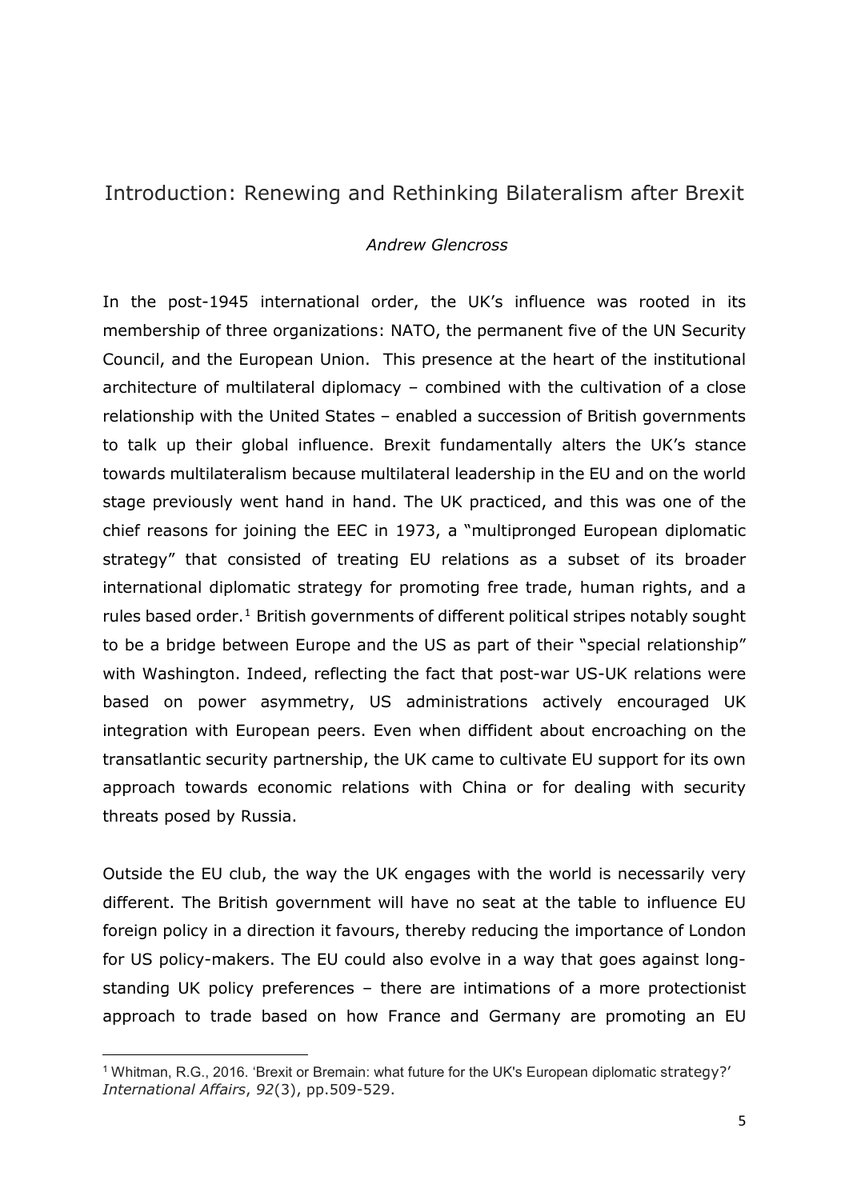## Introduction: Renewing and Rethinking Bilateralism after Brexit

*Andrew Glencross*

In the post-1945 international order, the UK's influence was rooted in its membership of three organizations: NATO, the permanent five of the UN Security Council, and the European Union. This presence at the heart of the institutional architecture of multilateral diplomacy – combined with the cultivation of a close relationship with the United States – enabled a succession of British governments to talk up their global influence. Brexit fundamentally alters the UK's stance towards multilateralism because multilateral leadership in the EU and on the world stage previously went hand in hand. The UK practiced, and this was one of the chief reasons for joining the EEC in 1973, a "multipronged European diplomatic strategy" that consisted of treating EU relations as a subset of its broader international diplomatic strategy for promoting free trade, human rights, and a rules based order.[1] British governments of different political stripes notably sought to be a bridge between Europe and the US as part of their "special relationship" with Washington. Indeed, reflecting the fact that post-war US-UK relations were based on power asymmetry, US administrations actively encouraged UK integration with European peers. Even when diffident about encroaching on the transatlantic security partnership, the UK came to cultivate EU support for its own approach towards economic relations with China or for dealing with security threats posed by Russia.

Outside the EU club, the way the UK engages with the world is necessarily very different. The British government will have no seat at the table to influence EU foreign policy in a direction it favours, thereby reducing the importance of London for US policy-makers. The EU could also evolve in a way that goes against long-standing UK policy preferences – there are intimations of a more protectionist approach to trade based on how France and Germany are promoting an EU

[1] Whitman, R.G., 2016. 'Brexit or Bremain: what future for the UK's European diplomatic strategy?' *International Affairs*, *92*(3), pp.509-529.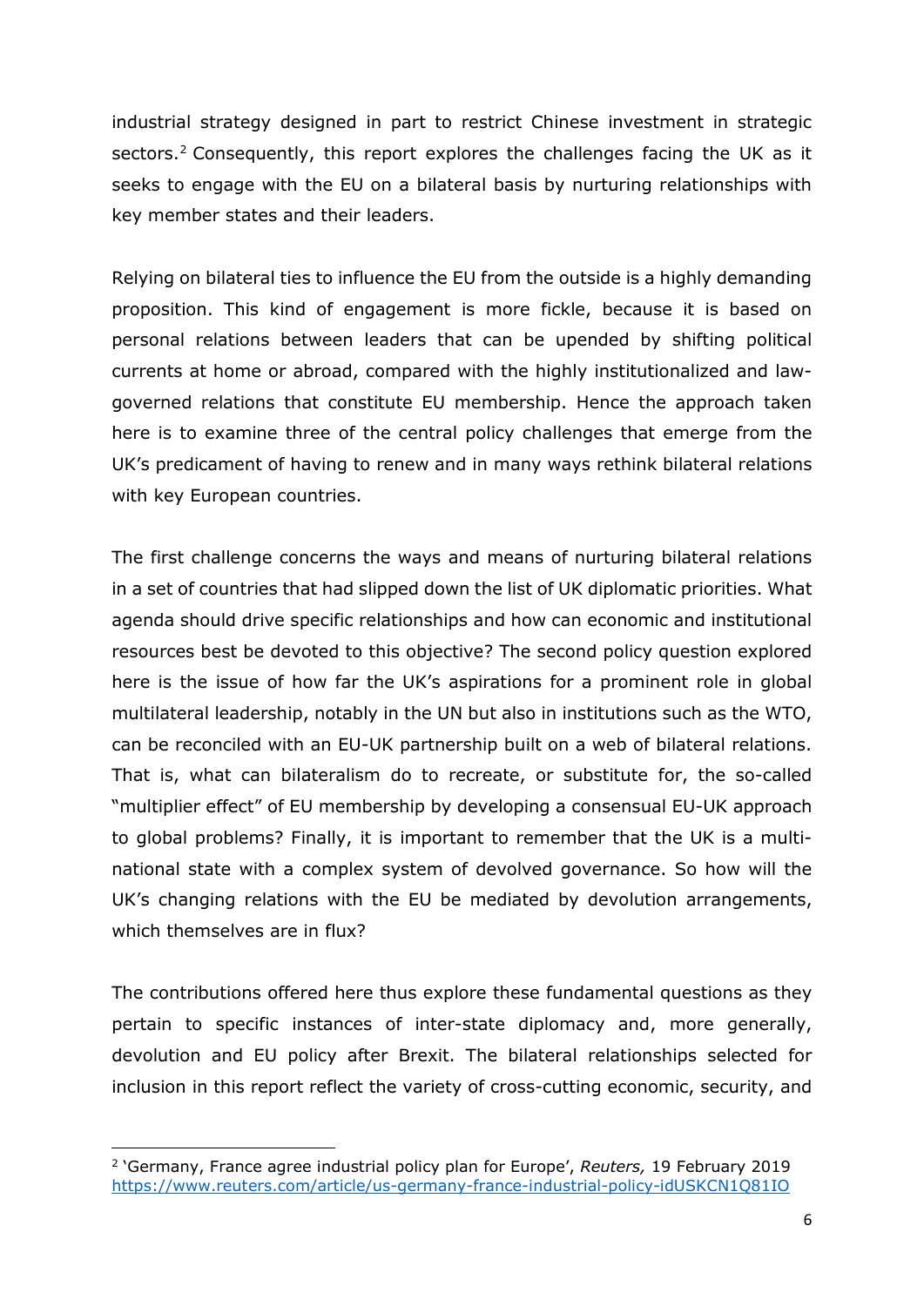industrial strategy designed in part to restrict Chinese investment in strategic sectors.[2] Consequently, this report explores the challenges facing the UK as it seeks to engage with the EU on a bilateral basis by nurturing relationships with key member states and their leaders.

Relying on bilateral ties to influence the EU from the outside is a highly demanding proposition. This kind of engagement is more fickle, because it is based on personal relations between leaders that can be upended by shifting political currents at home or abroad, compared with the highly institutionalized and law-governed relations that constitute EU membership. Hence the approach taken here is to examine three of the central policy challenges that emerge from the UK's predicament of having to renew and in many ways rethink bilateral relations with key European countries.

The first challenge concerns the ways and means of nurturing bilateral relations in a set of countries that had slipped down the list of UK diplomatic priorities. What agenda should drive specific relationships and how can economic and institutional resources best be devoted to this objective? The second policy question explored here is the issue of how far the UK's aspirations for a prominent role in global multilateral leadership, notably in the UN but also in institutions such as the WTO, can be reconciled with an EU-UK partnership built on a web of bilateral relations. That is, what can bilateralism do to recreate, or substitute for, the so-called "multiplier effect" of EU membership by developing a consensual EU-UK approach to global problems? Finally, it is important to remember that the UK is a multi-national state with a complex system of devolved governance. So how will the UK's changing relations with the EU be mediated by devolution arrangements, which themselves are in flux?

The contributions offered here thus explore these fundamental questions as they pertain to specific instances of inter-state diplomacy and, more generally, devolution and EU policy after Brexit. The bilateral relationships selected for inclusion in this report reflect the variety of cross-cutting economic, security, and

---

[2] 'Germany, France agree industrial policy plan for Europe', *Reuters,* 19 February 2019 https://www.reuters.com/article/us-germany-france-industrial-policy-idUSKCN1Q81IO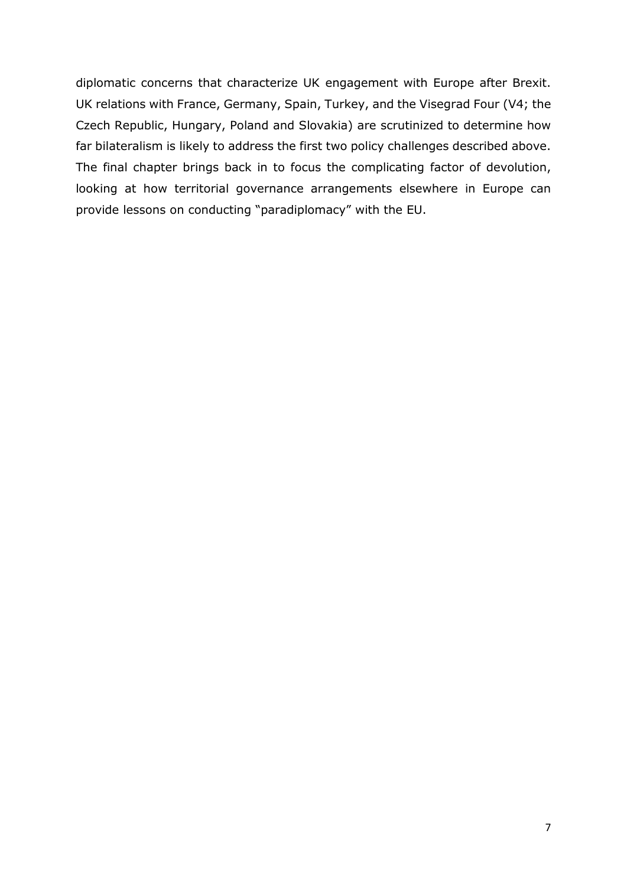diplomatic concerns that characterize UK engagement with Europe after Brexit. UK relations with France, Germany, Spain, Turkey, and the Visegrad Four (V4; the Czech Republic, Hungary, Poland and Slovakia) are scrutinized to determine how far bilateralism is likely to address the first two policy challenges described above. The final chapter brings back in to focus the complicating factor of devolution, looking at how territorial governance arrangements elsewhere in Europe can provide lessons on conducting "paradiplomacy" with the EU.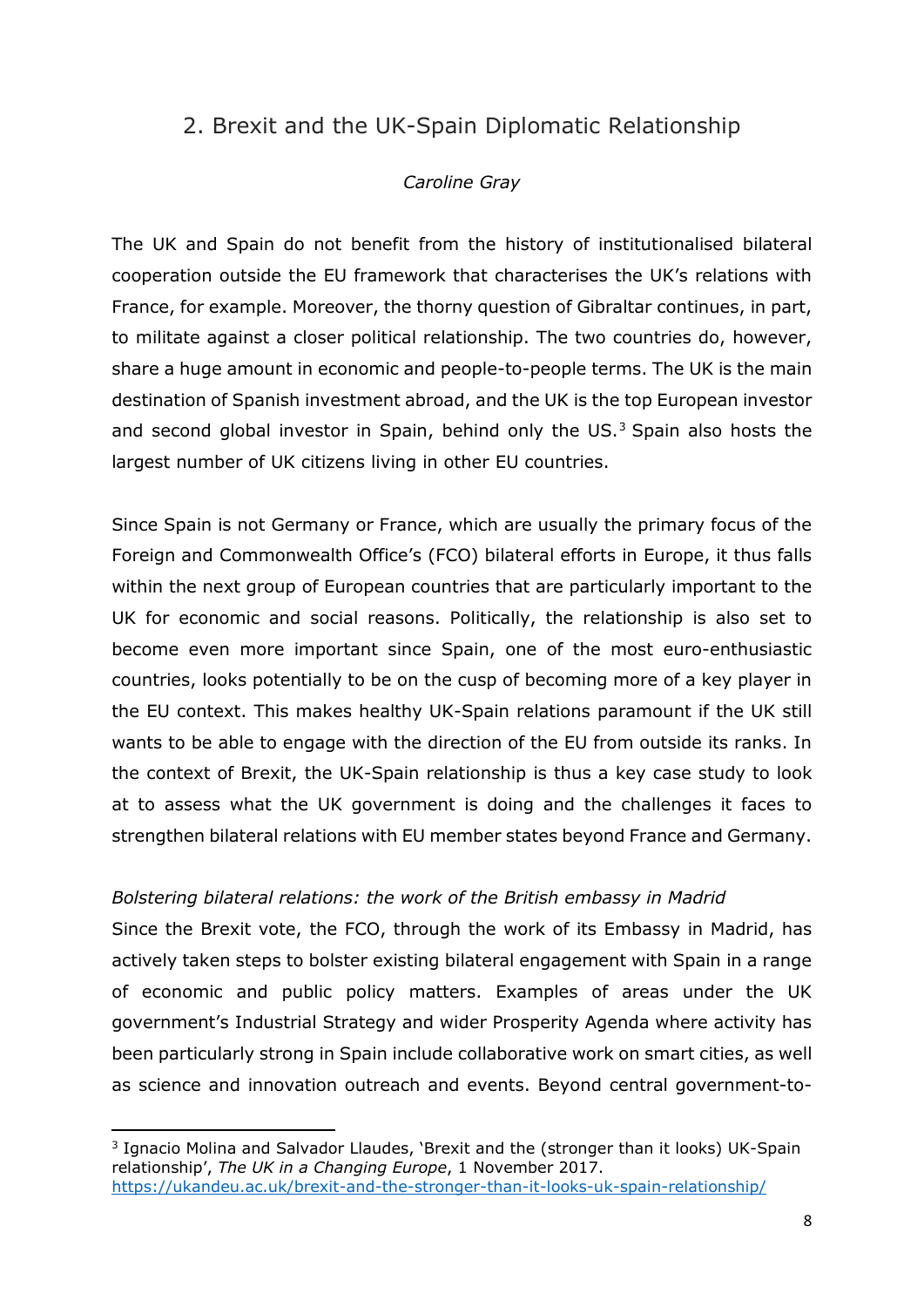## 2. Brexit and the UK-Spain Diplomatic Relationship

*Caroline Gray*

The UK and Spain do not benefit from the history of institutionalised bilateral cooperation outside the EU framework that characterises the UK's relations with France, for example. Moreover, the thorny question of Gibraltar continues, in part, to militate against a closer political relationship. The two countries do, however, share a huge amount in economic and people-to-people terms. The UK is the main destination of Spanish investment abroad, and the UK is the top European investor and second global investor in Spain, behind only the US.[3] Spain also hosts the largest number of UK citizens living in other EU countries.

Since Spain is not Germany or France, which are usually the primary focus of the Foreign and Commonwealth Office's (FCO) bilateral efforts in Europe, it thus falls within the next group of European countries that are particularly important to the UK for economic and social reasons. Politically, the relationship is also set to become even more important since Spain, one of the most euro-enthusiastic countries, looks potentially to be on the cusp of becoming more of a key player in the EU context. This makes healthy UK-Spain relations paramount if the UK still wants to be able to engage with the direction of the EU from outside its ranks. In the context of Brexit, the UK-Spain relationship is thus a key case study to look at to assess what the UK government is doing and the challenges it faces to strengthen bilateral relations with EU member states beyond France and Germany.

*Bolstering bilateral relations: the work of the British embassy in Madrid*

Since the Brexit vote, the FCO, through the work of its Embassy in Madrid, has actively taken steps to bolster existing bilateral engagement with Spain in a range of economic and public policy matters. Examples of areas under the UK government's Industrial Strategy and wider Prosperity Agenda where activity has been particularly strong in Spain include collaborative work on smart cities, as well as science and innovation outreach and events. Beyond central government-to-

[3] Ignacio Molina and Salvador Llaudes, 'Brexit and the (stronger than it looks) UK-Spain relationship', *The UK in a Changing Europe*, 1 November 2017. https://ukandeu.ac.uk/brexit-and-the-stronger-than-it-looks-uk-spain-relationship/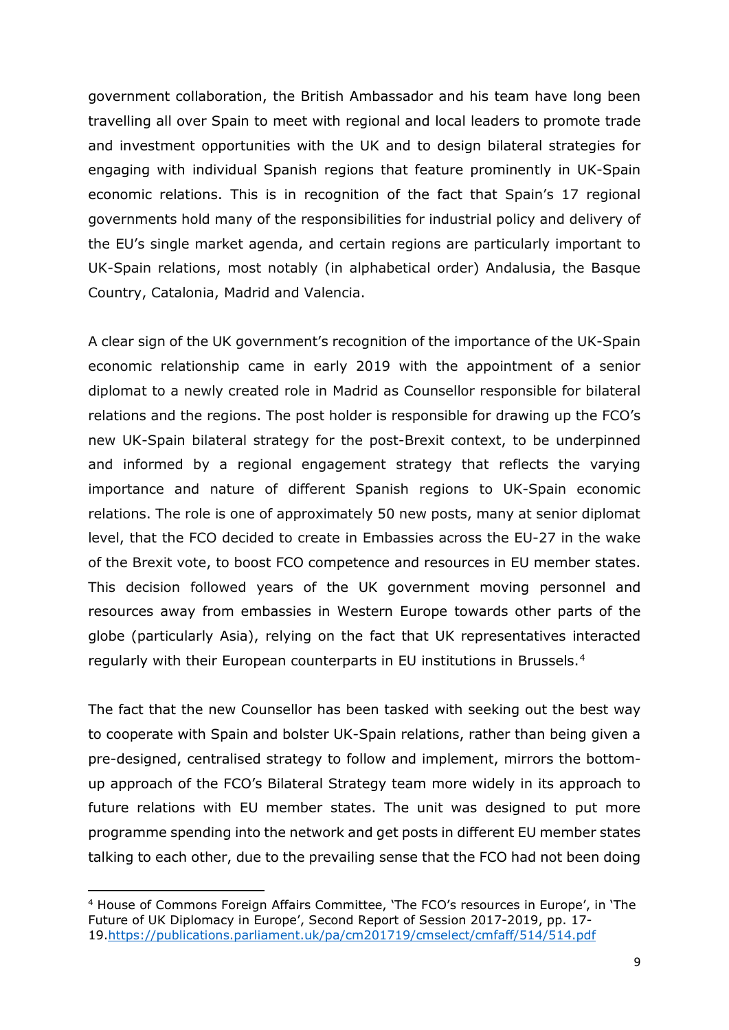government collaboration, the British Ambassador and his team have long been travelling all over Spain to meet with regional and local leaders to promote trade and investment opportunities with the UK and to design bilateral strategies for engaging with individual Spanish regions that feature prominently in UK-Spain economic relations. This is in recognition of the fact that Spain's 17 regional governments hold many of the responsibilities for industrial policy and delivery of the EU's single market agenda, and certain regions are particularly important to UK-Spain relations, most notably (in alphabetical order) Andalusia, the Basque Country, Catalonia, Madrid and Valencia.

A clear sign of the UK government's recognition of the importance of the UK-Spain economic relationship came in early 2019 with the appointment of a senior diplomat to a newly created role in Madrid as Counsellor responsible for bilateral relations and the regions. The post holder is responsible for drawing up the FCO's new UK-Spain bilateral strategy for the post-Brexit context, to be underpinned and informed by a regional engagement strategy that reflects the varying importance and nature of different Spanish regions to UK-Spain economic relations. The role is one of approximately 50 new posts, many at senior diplomat level, that the FCO decided to create in Embassies across the EU-27 in the wake of the Brexit vote, to boost FCO competence and resources in EU member states. This decision followed years of the UK government moving personnel and resources away from embassies in Western Europe towards other parts of the globe (particularly Asia), relying on the fact that UK representatives interacted regularly with their European counterparts in EU institutions in Brussels.[4]

The fact that the new Counsellor has been tasked with seeking out the best way to cooperate with Spain and bolster UK-Spain relations, rather than being given a pre-designed, centralised strategy to follow and implement, mirrors the bottom-up approach of the FCO's Bilateral Strategy team more widely in its approach to future relations with EU member states. The unit was designed to put more programme spending into the network and get posts in different EU member states talking to each other, due to the prevailing sense that the FCO had not been doing

---

[4] House of Commons Foreign Affairs Committee, 'The FCO's resources in Europe', in 'The Future of UK Diplomacy in Europe', Second Report of Session 2017-2019, pp. 17-19.https://publications.parliament.uk/pa/cm201719/cmselect/cmfaff/514/514.pdf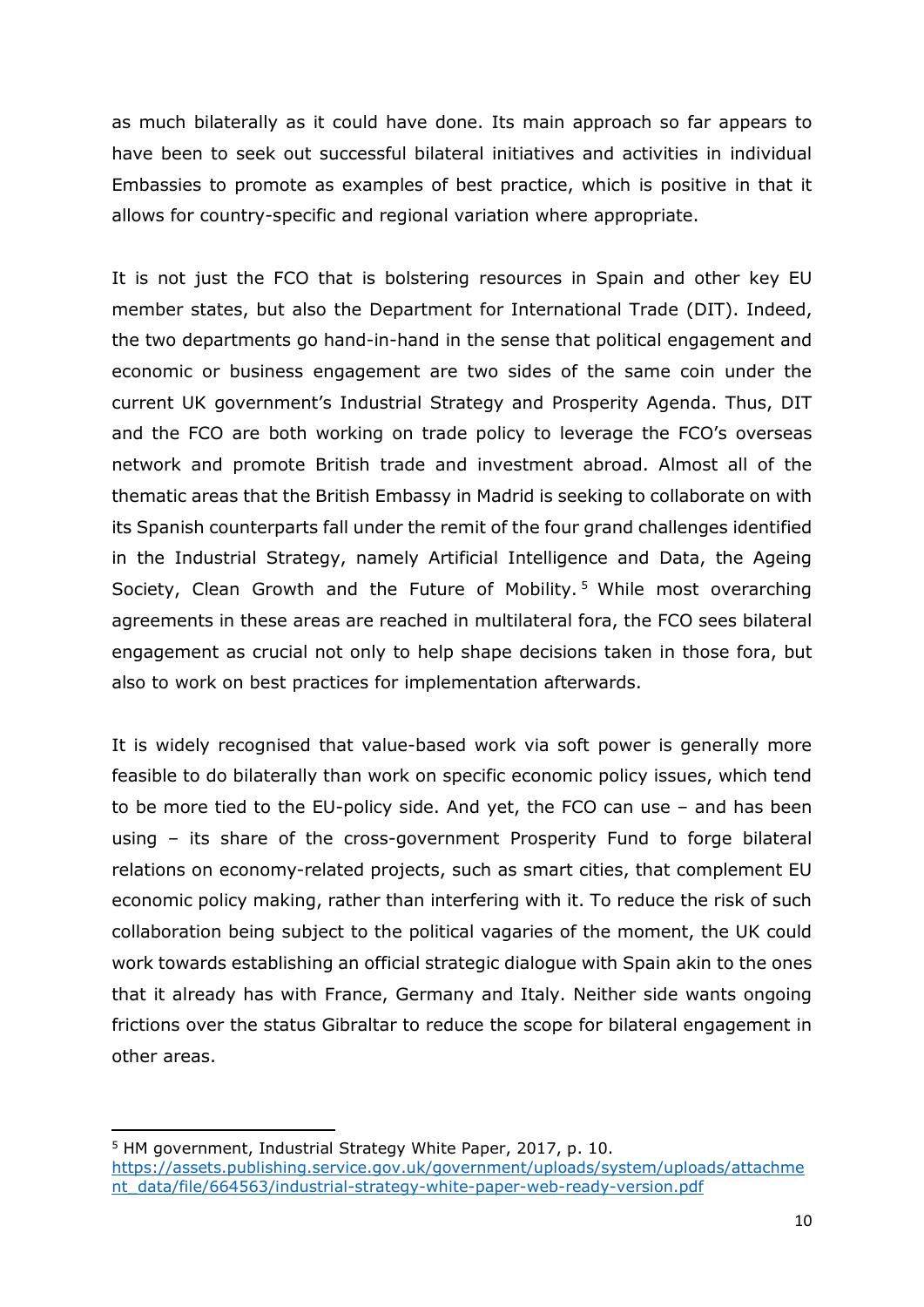as much bilaterally as it could have done. Its main approach so far appears to have been to seek out successful bilateral initiatives and activities in individual Embassies to promote as examples of best practice, which is positive in that it allows for country-specific and regional variation where appropriate.

It is not just the FCO that is bolstering resources in Spain and other key EU member states, but also the Department for International Trade (DIT). Indeed, the two departments go hand-in-hand in the sense that political engagement and economic or business engagement are two sides of the same coin under the current UK government's Industrial Strategy and Prosperity Agenda. Thus, DIT and the FCO are both working on trade policy to leverage the FCO's overseas network and promote British trade and investment abroad. Almost all of the thematic areas that the British Embassy in Madrid is seeking to collaborate on with its Spanish counterparts fall under the remit of the four grand challenges identified in the Industrial Strategy, namely Artificial Intelligence and Data, the Ageing Society, Clean Growth and the Future of Mobility.[5] While most overarching agreements in these areas are reached in multilateral fora, the FCO sees bilateral engagement as crucial not only to help shape decisions taken in those fora, but also to work on best practices for implementation afterwards.

It is widely recognised that value-based work via soft power is generally more feasible to do bilaterally than work on specific economic policy issues, which tend to be more tied to the EU-policy side. And yet, the FCO can use – and has been using – its share of the cross-government Prosperity Fund to forge bilateral relations on economy-related projects, such as smart cities, that complement EU economic policy making, rather than interfering with it. To reduce the risk of such collaboration being subject to the political vagaries of the moment, the UK could work towards establishing an official strategic dialogue with Spain akin to the ones that it already has with France, Germany and Italy. Neither side wants ongoing frictions over the status Gibraltar to reduce the scope for bilateral engagement in other areas.

---

[5] HM government, Industrial Strategy White Paper, 2017, p. 10. https://assets.publishing.service.gov.uk/government/uploads/system/uploads/attachment_data/file/664563/industrial-strategy-white-paper-web-ready-version.pdf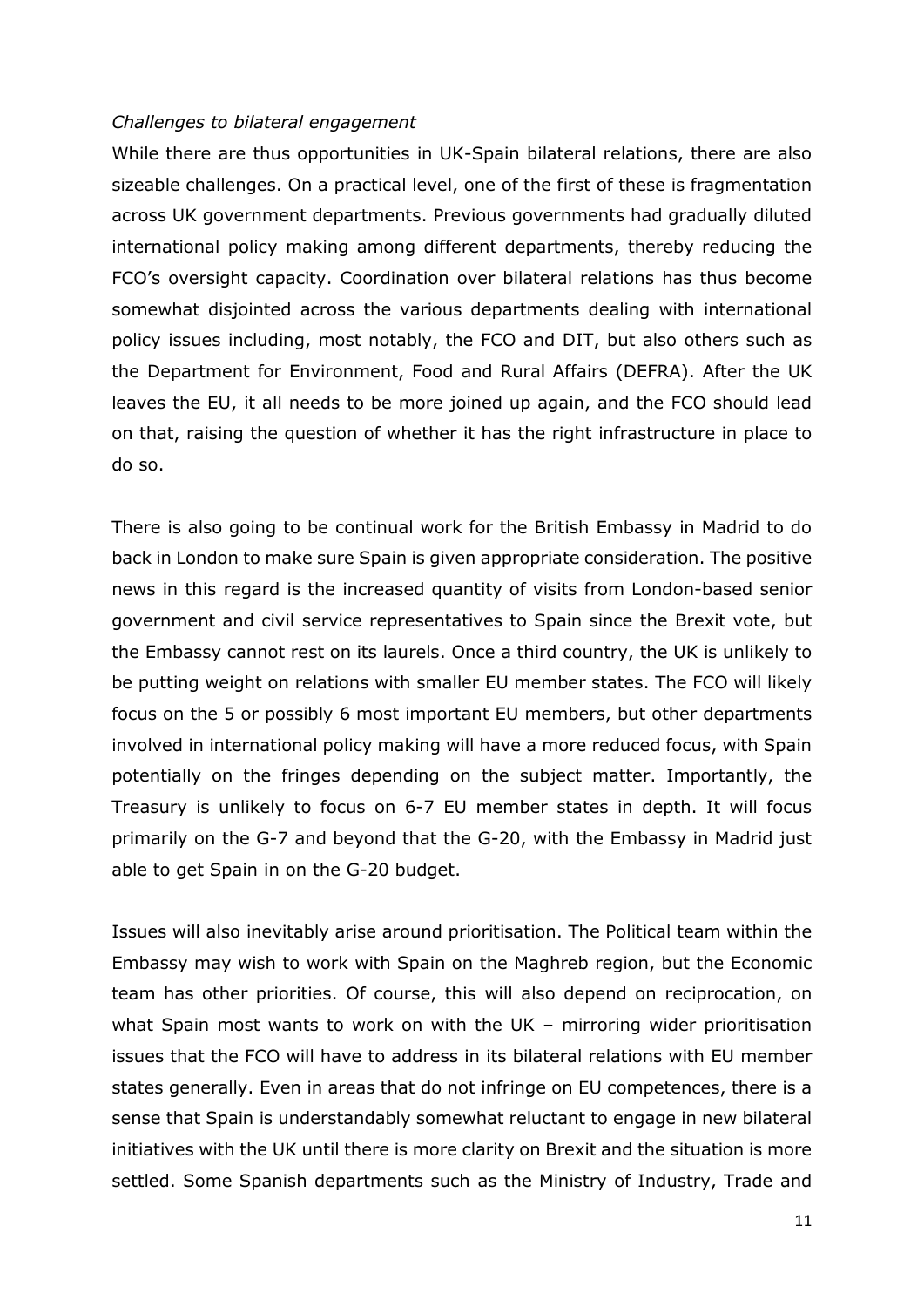*Challenges to bilateral engagement*

While there are thus opportunities in UK-Spain bilateral relations, there are also sizeable challenges. On a practical level, one of the first of these is fragmentation across UK government departments. Previous governments had gradually diluted international policy making among different departments, thereby reducing the FCO's oversight capacity. Coordination over bilateral relations has thus become somewhat disjointed across the various departments dealing with international policy issues including, most notably, the FCO and DIT, but also others such as the Department for Environment, Food and Rural Affairs (DEFRA). After the UK leaves the EU, it all needs to be more joined up again, and the FCO should lead on that, raising the question of whether it has the right infrastructure in place to do so.

There is also going to be continual work for the British Embassy in Madrid to do back in London to make sure Spain is given appropriate consideration. The positive news in this regard is the increased quantity of visits from London-based senior government and civil service representatives to Spain since the Brexit vote, but the Embassy cannot rest on its laurels. Once a third country, the UK is unlikely to be putting weight on relations with smaller EU member states. The FCO will likely focus on the 5 or possibly 6 most important EU members, but other departments involved in international policy making will have a more reduced focus, with Spain potentially on the fringes depending on the subject matter. Importantly, the Treasury is unlikely to focus on 6-7 EU member states in depth. It will focus primarily on the G-7 and beyond that the G-20, with the Embassy in Madrid just able to get Spain in on the G-20 budget.

Issues will also inevitably arise around prioritisation. The Political team within the Embassy may wish to work with Spain on the Maghreb region, but the Economic team has other priorities. Of course, this will also depend on reciprocation, on what Spain most wants to work on with the UK – mirroring wider prioritisation issues that the FCO will have to address in its bilateral relations with EU member states generally. Even in areas that do not infringe on EU competences, there is a sense that Spain is understandably somewhat reluctant to engage in new bilateral initiatives with the UK until there is more clarity on Brexit and the situation is more settled. Some Spanish departments such as the Ministry of Industry, Trade and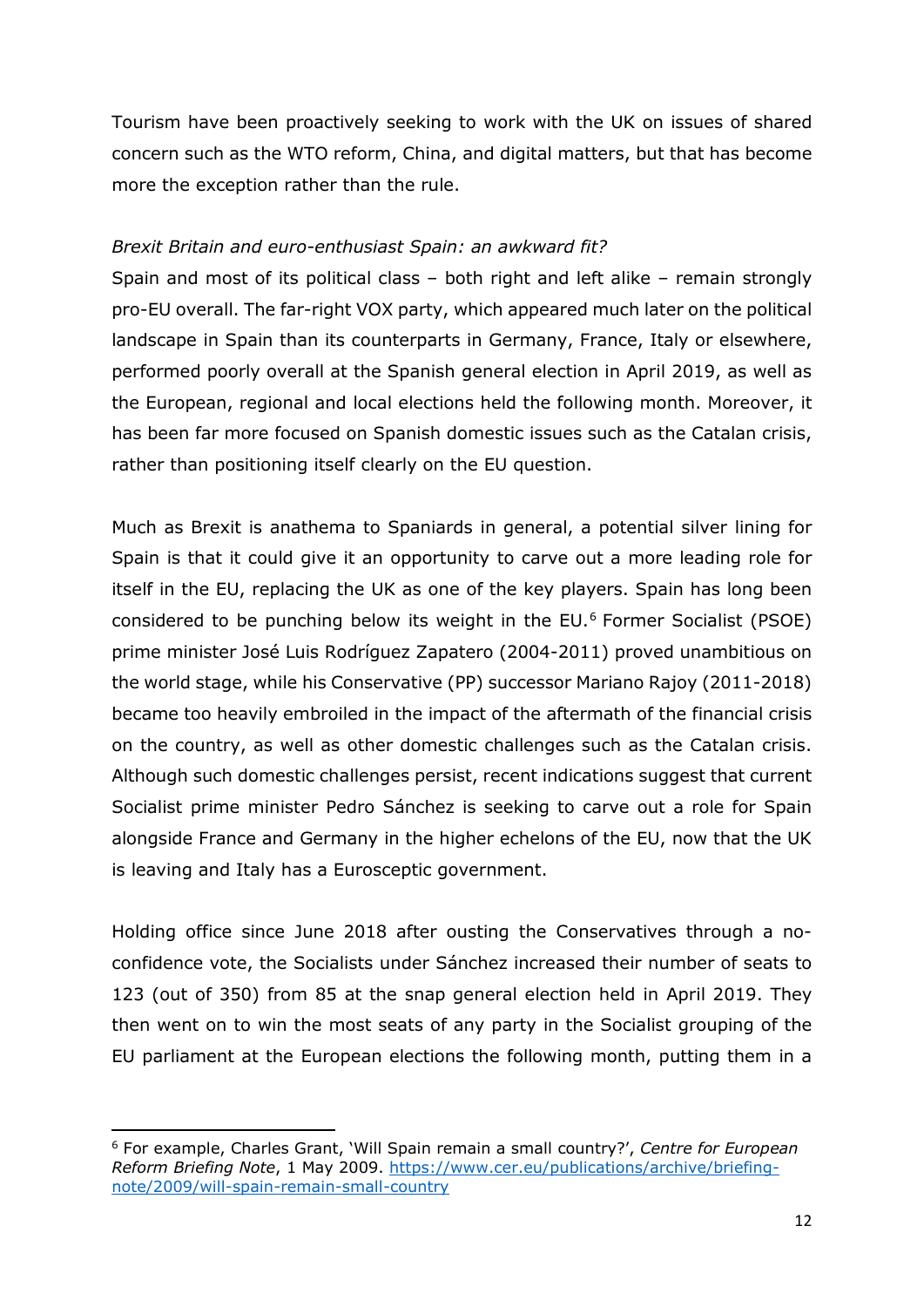Tourism have been proactively seeking to work with the UK on issues of shared concern such as the WTO reform, China, and digital matters, but that has become more the exception rather than the rule.

*Brexit Britain and euro-enthusiast Spain: an awkward fit?*

Spain and most of its political class – both right and left alike – remain strongly pro-EU overall. The far-right VOX party, which appeared much later on the political landscape in Spain than its counterparts in Germany, France, Italy or elsewhere, performed poorly overall at the Spanish general election in April 2019, as well as the European, regional and local elections held the following month. Moreover, it has been far more focused on Spanish domestic issues such as the Catalan crisis, rather than positioning itself clearly on the EU question.

Much as Brexit is anathema to Spaniards in general, a potential silver lining for Spain is that it could give it an opportunity to carve out a more leading role for itself in the EU, replacing the UK as one of the key players. Spain has long been considered to be punching below its weight in the EU.[6] Former Socialist (PSOE) prime minister José Luis Rodríguez Zapatero (2004-2011) proved unambitious on the world stage, while his Conservative (PP) successor Mariano Rajoy (2011-2018) became too heavily embroiled in the impact of the aftermath of the financial crisis on the country, as well as other domestic challenges such as the Catalan crisis. Although such domestic challenges persist, recent indications suggest that current Socialist prime minister Pedro Sánchez is seeking to carve out a role for Spain alongside France and Germany in the higher echelons of the EU, now that the UK is leaving and Italy has a Eurosceptic government.

Holding office since June 2018 after ousting the Conservatives through a no-confidence vote, the Socialists under Sánchez increased their number of seats to 123 (out of 350) from 85 at the snap general election held in April 2019. They then went on to win the most seats of any party in the Socialist grouping of the EU parliament at the European elections the following month, putting them in a

[6] For example, Charles Grant, 'Will Spain remain a small country?', *Centre for European Reform Briefing Note*, 1 May 2009. https://www.cer.eu/publications/archive/briefing-note/2009/will-spain-remain-small-country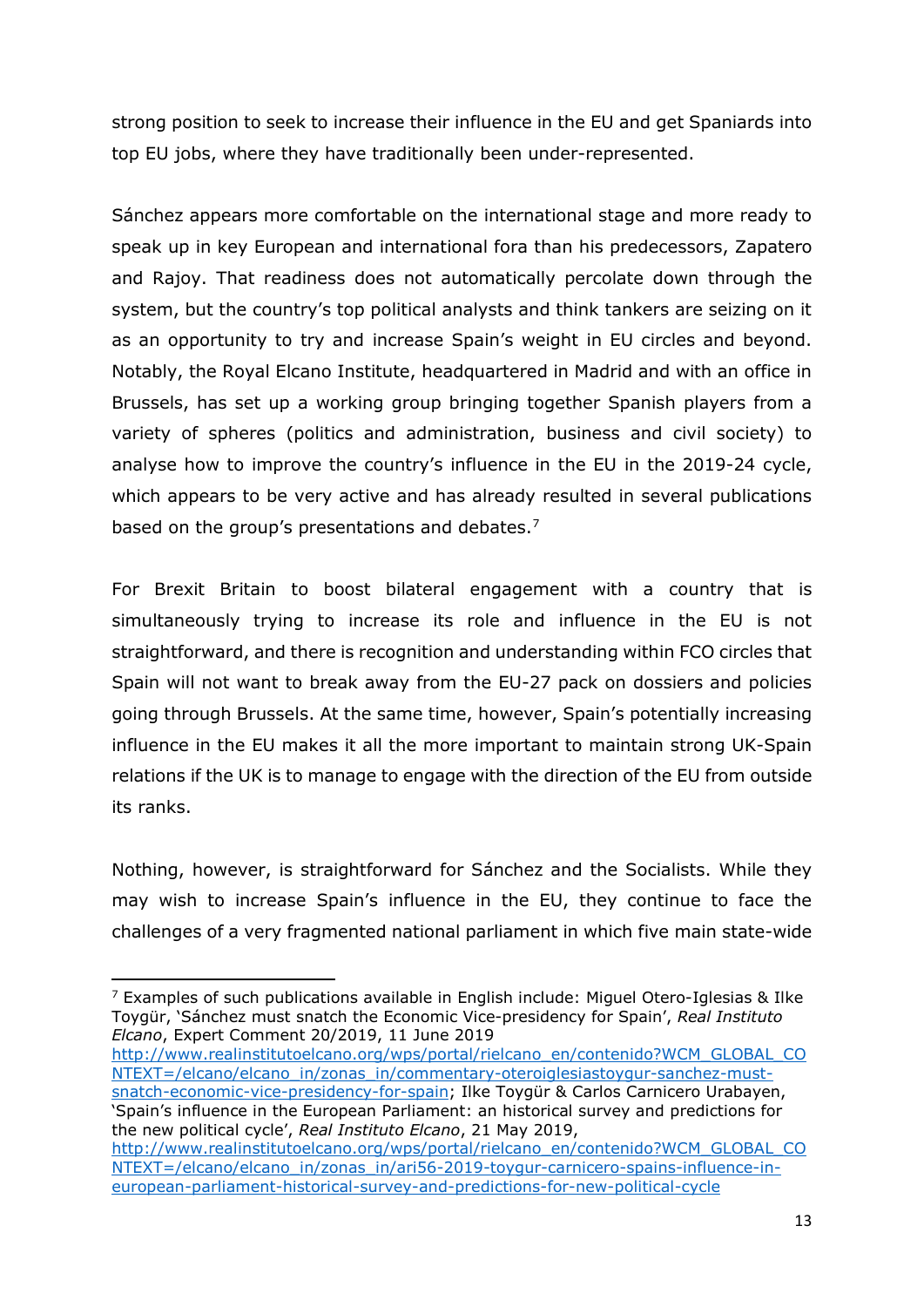strong position to seek to increase their influence in the EU and get Spaniards into top EU jobs, where they have traditionally been under-represented.

Sánchez appears more comfortable on the international stage and more ready to speak up in key European and international fora than his predecessors, Zapatero and Rajoy. That readiness does not automatically percolate down through the system, but the country's top political analysts and think tankers are seizing on it as an opportunity to try and increase Spain's weight in EU circles and beyond. Notably, the Royal Elcano Institute, headquartered in Madrid and with an office in Brussels, has set up a working group bringing together Spanish players from a variety of spheres (politics and administration, business and civil society) to analyse how to improve the country's influence in the EU in the 2019-24 cycle, which appears to be very active and has already resulted in several publications based on the group's presentations and debates.[7]

For Brexit Britain to boost bilateral engagement with a country that is simultaneously trying to increase its role and influence in the EU is not straightforward, and there is recognition and understanding within FCO circles that Spain will not want to break away from the EU-27 pack on dossiers and policies going through Brussels. At the same time, however, Spain's potentially increasing influence in the EU makes it all the more important to maintain strong UK-Spain relations if the UK is to manage to engage with the direction of the EU from outside its ranks.

Nothing, however, is straightforward for Sánchez and the Socialists. While they may wish to increase Spain's influence in the EU, they continue to face the challenges of a very fragmented national parliament in which five main state-wide

---

[7] Examples of such publications available in English include: Miguel Otero-Iglesias & Ilke Toygür, 'Sánchez must snatch the Economic Vice-presidency for Spain', *Real Instituto Elcano*, Expert Comment 20/2019, 11 June 2019 http://www.realinstitutoelcano.org/wps/portal/rielcano_en/contenido?WCM_GLOBAL_CONTEXT=/elcano/elcano_in/zonas_in/commentary-oteroiglesiastoygur-sanchez-must-snatch-economic-vice-presidency-for-spain; Ilke Toygür & Carlos Carnicero Urabayen, 'Spain's influence in the European Parliament: an historical survey and predictions for the new political cycle', *Real Instituto Elcano*, 21 May 2019, http://www.realinstitutoelcano.org/wps/portal/rielcano_en/contenido?WCM_GLOBAL_CONTEXT=/elcano/elcano_in/zonas_in/ari56-2019-toygur-carnicero-spains-influence-in-european-parliament-historical-survey-and-predictions-for-new-political-cycle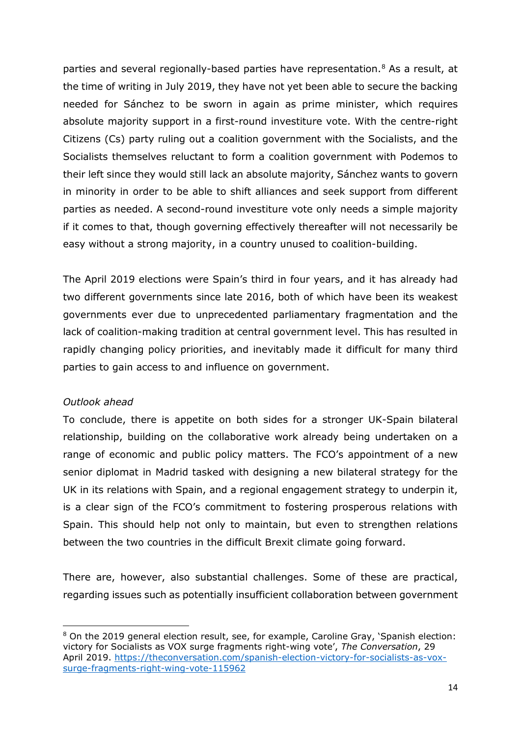parties and several regionally-based parties have representation.[8] As a result, at the time of writing in July 2019, they have not yet been able to secure the backing needed for Sánchez to be sworn in again as prime minister, which requires absolute majority support in a first-round investiture vote. With the centre-right Citizens (Cs) party ruling out a coalition government with the Socialists, and the Socialists themselves reluctant to form a coalition government with Podemos to their left since they would still lack an absolute majority, Sánchez wants to govern in minority in order to be able to shift alliances and seek support from different parties as needed. A second-round investiture vote only needs a simple majority if it comes to that, though governing effectively thereafter will not necessarily be easy without a strong majority, in a country unused to coalition-building.

The April 2019 elections were Spain's third in four years, and it has already had two different governments since late 2016, both of which have been its weakest governments ever due to unprecedented parliamentary fragmentation and the lack of coalition-making tradition at central government level. This has resulted in rapidly changing policy priorities, and inevitably made it difficult for many third parties to gain access to and influence on government.

*Outlook ahead*

To conclude, there is appetite on both sides for a stronger UK-Spain bilateral relationship, building on the collaborative work already being undertaken on a range of economic and public policy matters. The FCO's appointment of a new senior diplomat in Madrid tasked with designing a new bilateral strategy for the UK in its relations with Spain, and a regional engagement strategy to underpin it, is a clear sign of the FCO's commitment to fostering prosperous relations with Spain. This should help not only to maintain, but even to strengthen relations between the two countries in the difficult Brexit climate going forward.

There are, however, also substantial challenges. Some of these are practical, regarding issues such as potentially insufficient collaboration between government

---

[8] On the 2019 general election result, see, for example, Caroline Gray, 'Spanish election: victory for Socialists as VOX surge fragments right-wing vote', *The Conversation*, 29 April 2019. https://theconversation.com/spanish-election-victory-for-socialists-as-vox-surge-fragments-right-wing-vote-115962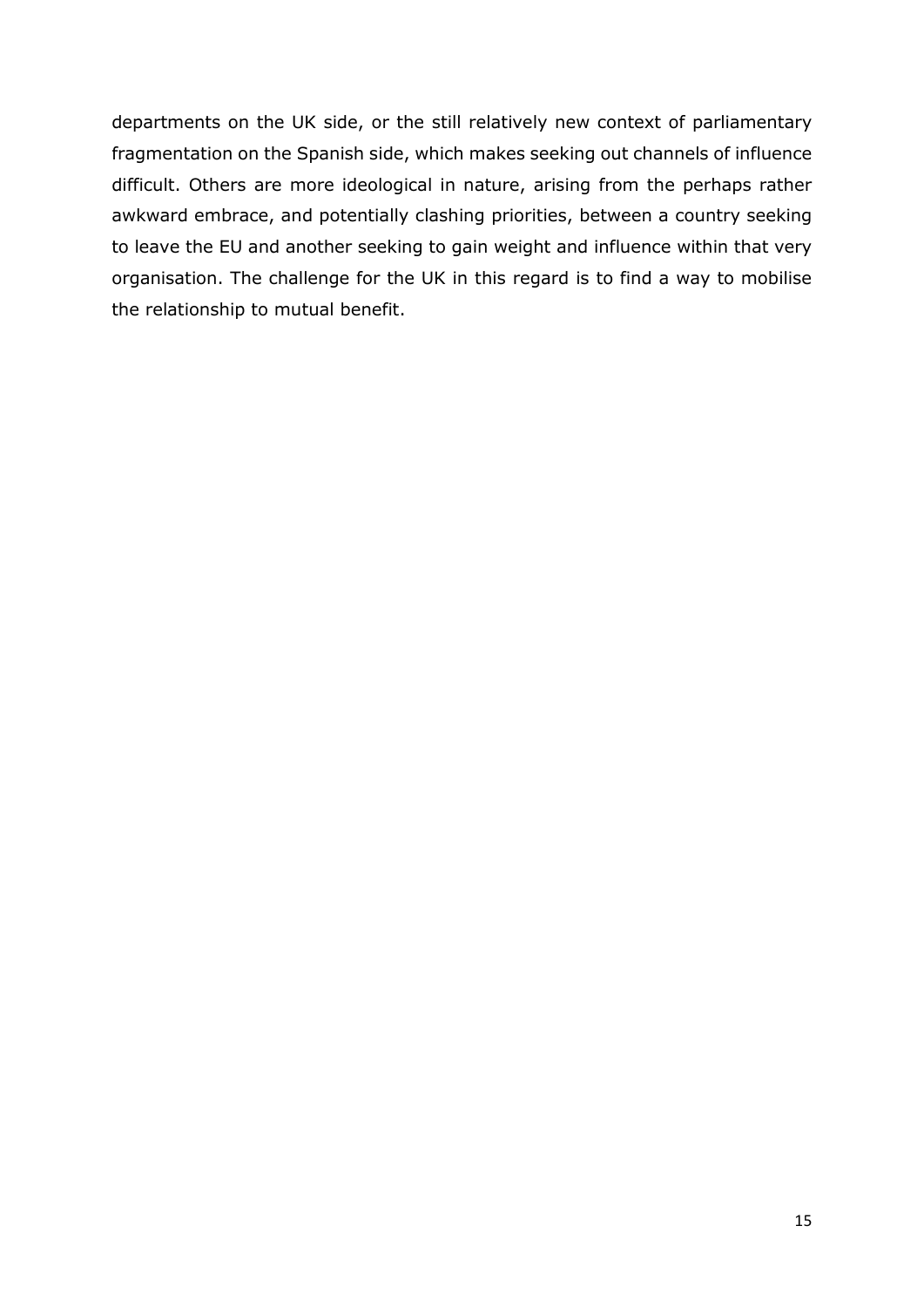departments on the UK side, or the still relatively new context of parliamentary fragmentation on the Spanish side, which makes seeking out channels of influence difficult. Others are more ideological in nature, arising from the perhaps rather awkward embrace, and potentially clashing priorities, between a country seeking to leave the EU and another seeking to gain weight and influence within that very organisation. The challenge for the UK in this regard is to find a way to mobilise the relationship to mutual benefit.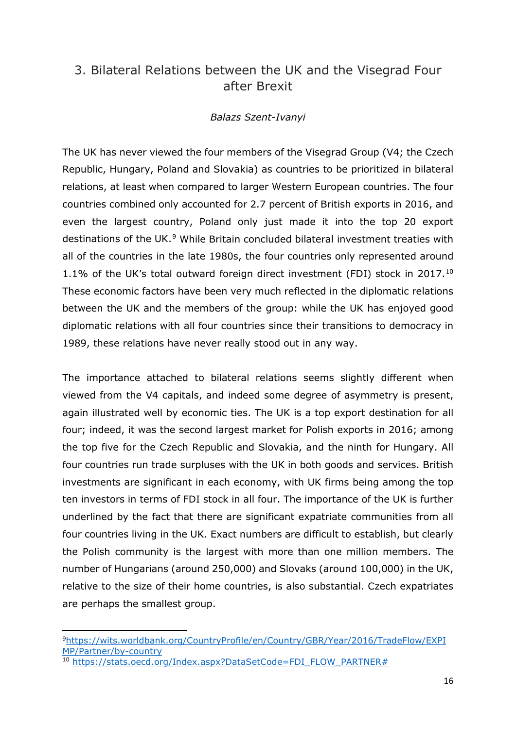## 3. Bilateral Relations between the UK and the Visegrad Four after Brexit

*Balazs Szent-Ivanyi*

The UK has never viewed the four members of the Visegrad Group (V4; the Czech Republic, Hungary, Poland and Slovakia) as countries to be prioritized in bilateral relations, at least when compared to larger Western European countries. The four countries combined only accounted for 2.7 percent of British exports in 2016, and even the largest country, Poland only just made it into the top 20 export destinations of the UK.[9] While Britain concluded bilateral investment treaties with all of the countries in the late 1980s, the four countries only represented around 1.1% of the UK's total outward foreign direct investment (FDI) stock in 2017.[10] These economic factors have been very much reflected in the diplomatic relations between the UK and the members of the group: while the UK has enjoyed good diplomatic relations with all four countries since their transitions to democracy in 1989, these relations have never really stood out in any way.

The importance attached to bilateral relations seems slightly different when viewed from the V4 capitals, and indeed some degree of asymmetry is present, again illustrated well by economic ties. The UK is a top export destination for all four; indeed, it was the second largest market for Polish exports in 2016; among the top five for the Czech Republic and Slovakia, and the ninth for Hungary. All four countries run trade surpluses with the UK in both goods and services. British investments are significant in each economy, with UK firms being among the top ten investors in terms of FDI stock in all four. The importance of the UK is further underlined by the fact that there are significant expatriate communities from all four countries living in the UK. Exact numbers are difficult to establish, but clearly the Polish community is the largest with more than one million members. The number of Hungarians (around 250,000) and Slovaks (around 100,000) in the UK, relative to the size of their home countries, is also substantial. Czech expatriates are perhaps the smallest group.

---

[9] https://wits.worldbank.org/CountryProfile/en/Country/GBR/Year/2016/TradeFlow/EXPIMP/Partner/by-country

[10] https://stats.oecd.org/Index.aspx?DataSetCode=FDI_FLOW_PARTNER#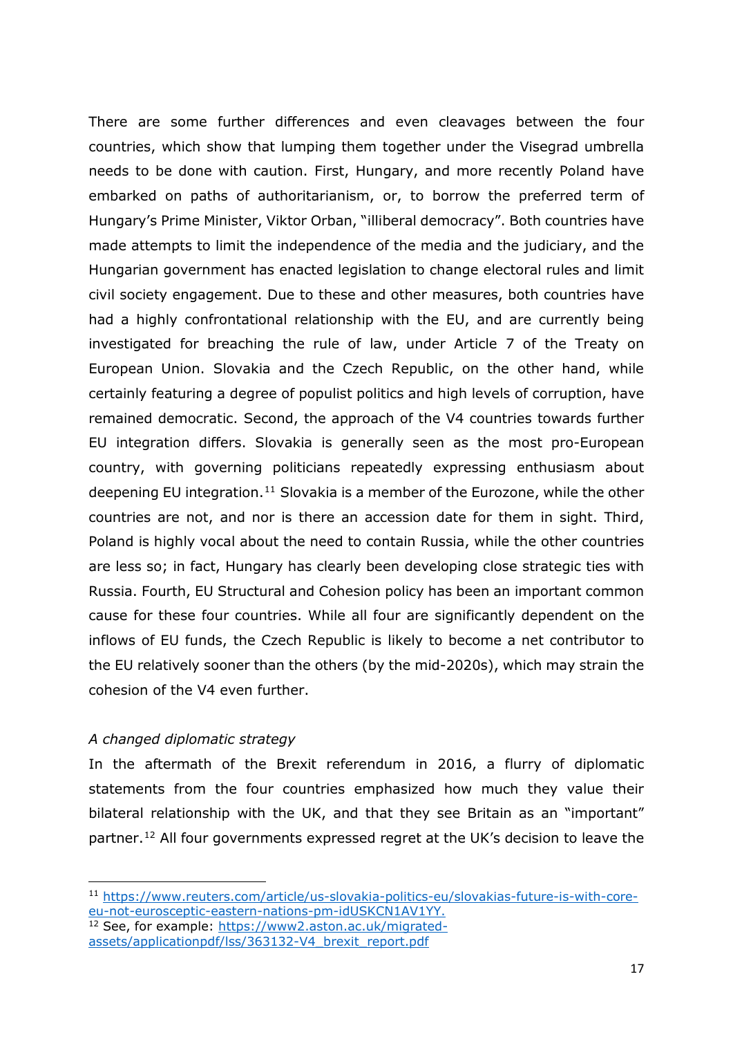There are some further differences and even cleavages between the four countries, which show that lumping them together under the Visegrad umbrella needs to be done with caution. First, Hungary, and more recently Poland have embarked on paths of authoritarianism, or, to borrow the preferred term of Hungary's Prime Minister, Viktor Orban, "illiberal democracy". Both countries have made attempts to limit the independence of the media and the judiciary, and the Hungarian government has enacted legislation to change electoral rules and limit civil society engagement. Due to these and other measures, both countries have had a highly confrontational relationship with the EU, and are currently being investigated for breaching the rule of law, under Article 7 of the Treaty on European Union. Slovakia and the Czech Republic, on the other hand, while certainly featuring a degree of populist politics and high levels of corruption, have remained democratic. Second, the approach of the V4 countries towards further EU integration differs. Slovakia is generally seen as the most pro-European country, with governing politicians repeatedly expressing enthusiasm about deepening EU integration.[11] Slovakia is a member of the Eurozone, while the other countries are not, and nor is there an accession date for them in sight. Third, Poland is highly vocal about the need to contain Russia, while the other countries are less so; in fact, Hungary has clearly been developing close strategic ties with Russia. Fourth, EU Structural and Cohesion policy has been an important common cause for these four countries. While all four are significantly dependent on the inflows of EU funds, the Czech Republic is likely to become a net contributor to the EU relatively sooner than the others (by the mid-2020s), which may strain the cohesion of the V4 even further.

*A changed diplomatic strategy*

In the aftermath of the Brexit referendum in 2016, a flurry of diplomatic statements from the four countries emphasized how much they value their bilateral relationship with the UK, and that they see Britain as an "important" partner.[12] All four governments expressed regret at the UK's decision to leave the

---

[11] https://www.reuters.com/article/us-slovakia-politics-eu/slovakias-future-is-with-core-eu-not-eurosceptic-eastern-nations-pm-idUSKCN1AV1YY.

[12] See, for example: https://www2.aston.ac.uk/migrated-assets/applicationpdf/lss/363132-V4_brexit_report.pdf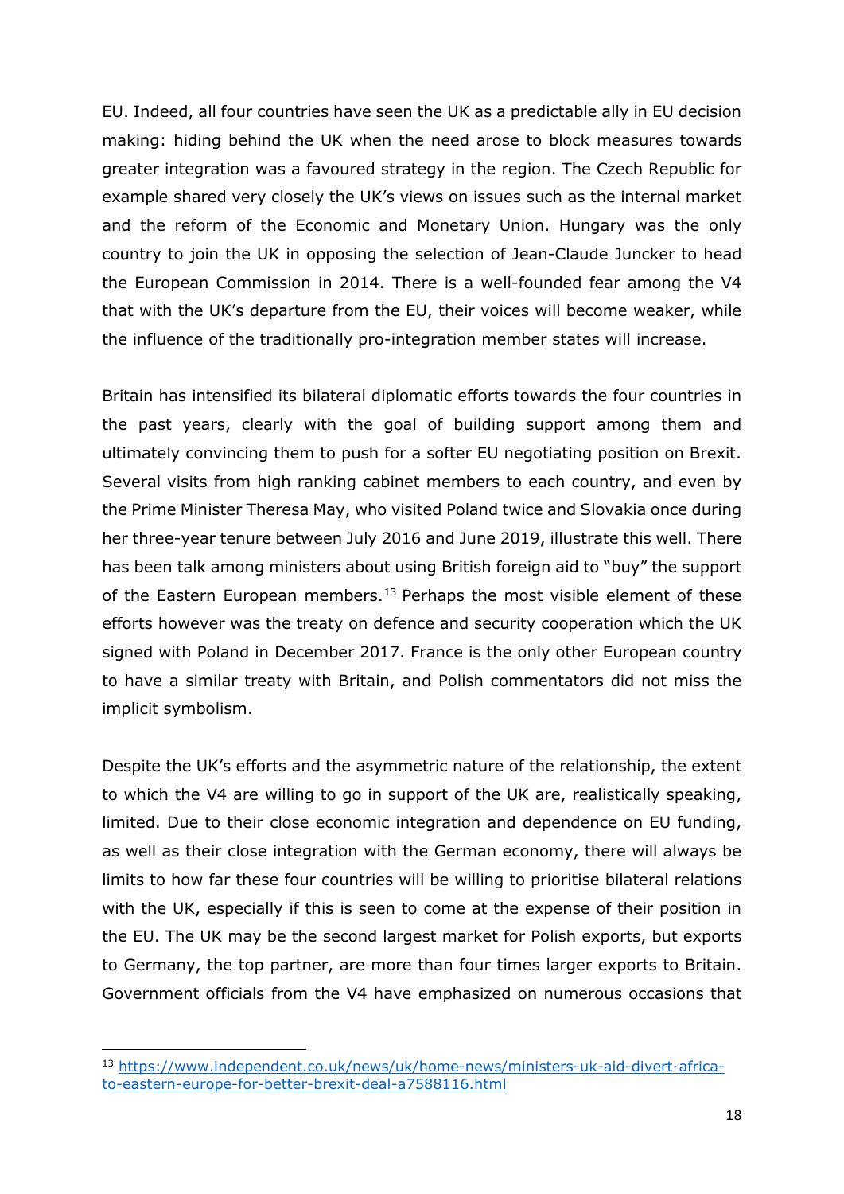EU. Indeed, all four countries have seen the UK as a predictable ally in EU decision making: hiding behind the UK when the need arose to block measures towards greater integration was a favoured strategy in the region. The Czech Republic for example shared very closely the UK's views on issues such as the internal market and the reform of the Economic and Monetary Union. Hungary was the only country to join the UK in opposing the selection of Jean-Claude Juncker to head the European Commission in 2014. There is a well-founded fear among the V4 that with the UK's departure from the EU, their voices will become weaker, while the influence of the traditionally pro-integration member states will increase.

Britain has intensified its bilateral diplomatic efforts towards the four countries in the past years, clearly with the goal of building support among them and ultimately convincing them to push for a softer EU negotiating position on Brexit. Several visits from high ranking cabinet members to each country, and even by the Prime Minister Theresa May, who visited Poland twice and Slovakia once during her three-year tenure between July 2016 and June 2019, illustrate this well. There has been talk among ministers about using British foreign aid to "buy" the support of the Eastern European members.[13] Perhaps the most visible element of these efforts however was the treaty on defence and security cooperation which the UK signed with Poland in December 2017. France is the only other European country to have a similar treaty with Britain, and Polish commentators did not miss the implicit symbolism.

Despite the UK's efforts and the asymmetric nature of the relationship, the extent to which the V4 are willing to go in support of the UK are, realistically speaking, limited. Due to their close economic integration and dependence on EU funding, as well as their close integration with the German economy, there will always be limits to how far these four countries will be willing to prioritise bilateral relations with the UK, especially if this is seen to come at the expense of their position in the EU. The UK may be the second largest market for Polish exports, but exports to Germany, the top partner, are more than four times larger exports to Britain. Government officials from the V4 have emphasized on numerous occasions that

[13] https://www.independent.co.uk/news/uk/home-news/ministers-uk-aid-divert-africa-to-eastern-europe-for-better-brexit-deal-a7588116.html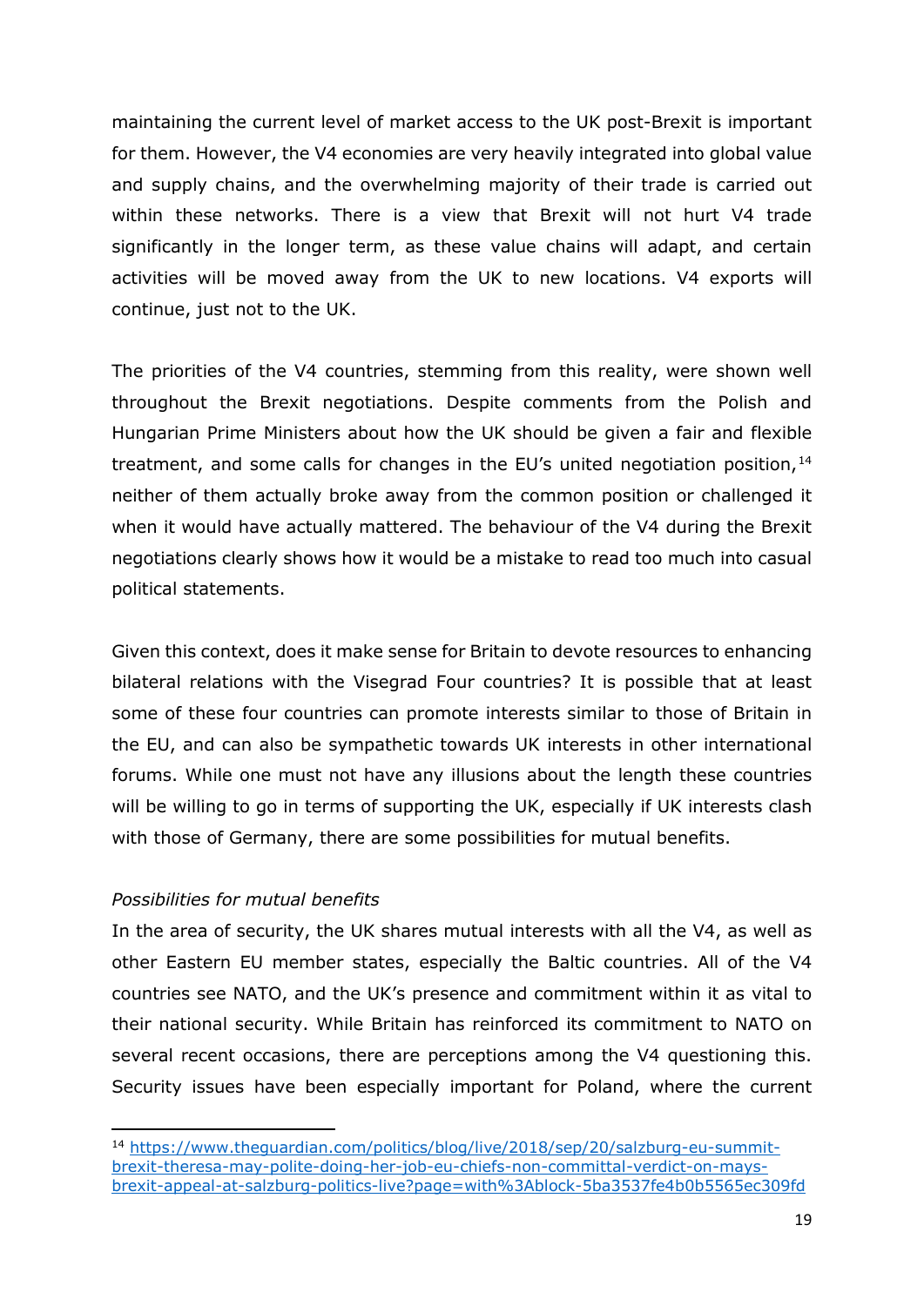maintaining the current level of market access to the UK post-Brexit is important for them. However, the V4 economies are very heavily integrated into global value and supply chains, and the overwhelming majority of their trade is carried out within these networks. There is a view that Brexit will not hurt V4 trade significantly in the longer term, as these value chains will adapt, and certain activities will be moved away from the UK to new locations. V4 exports will continue, just not to the UK.

The priorities of the V4 countries, stemming from this reality, were shown well throughout the Brexit negotiations. Despite comments from the Polish and Hungarian Prime Ministers about how the UK should be given a fair and flexible treatment, and some calls for changes in the EU's united negotiation position,[14] neither of them actually broke away from the common position or challenged it when it would have actually mattered. The behaviour of the V4 during the Brexit negotiations clearly shows how it would be a mistake to read too much into casual political statements.

Given this context, does it make sense for Britain to devote resources to enhancing bilateral relations with the Visegrad Four countries? It is possible that at least some of these four countries can promote interests similar to those of Britain in the EU, and can also be sympathetic towards UK interests in other international forums. While one must not have any illusions about the length these countries will be willing to go in terms of supporting the UK, especially if UK interests clash with those of Germany, there are some possibilities for mutual benefits.

*Possibilities for mutual benefits*

In the area of security, the UK shares mutual interests with all the V4, as well as other Eastern EU member states, especially the Baltic countries. All of the V4 countries see NATO, and the UK's presence and commitment within it as vital to their national security. While Britain has reinforced its commitment to NATO on several recent occasions, there are perceptions among the V4 questioning this. Security issues have been especially important for Poland, where the current

[14] https://www.theguardian.com/politics/blog/live/2018/sep/20/salzburg-eu-summit-brexit-theresa-may-polite-doing-her-job-eu-chiefs-non-committal-verdict-on-mays-brexit-appeal-at-salzburg-politics-live?page=with%3Ablock-5ba3537fe4b0b5565ec309fd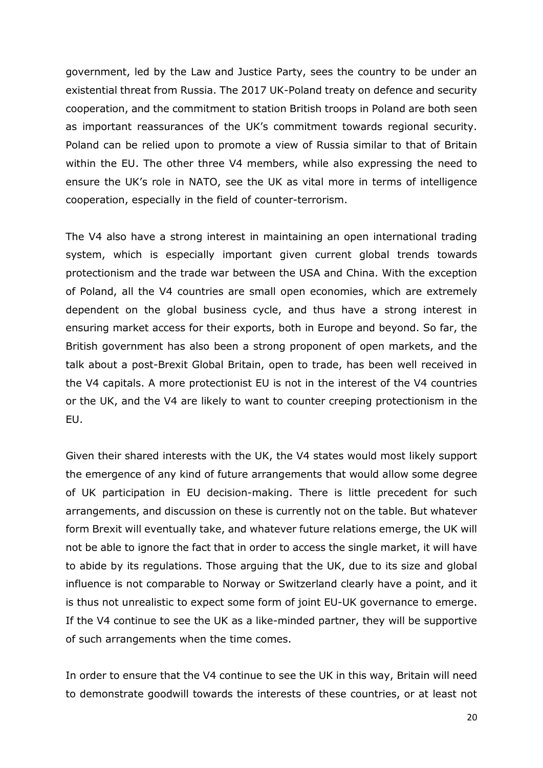government, led by the Law and Justice Party, sees the country to be under an existential threat from Russia. The 2017 UK-Poland treaty on defence and security cooperation, and the commitment to station British troops in Poland are both seen as important reassurances of the UK's commitment towards regional security. Poland can be relied upon to promote a view of Russia similar to that of Britain within the EU. The other three V4 members, while also expressing the need to ensure the UK's role in NATO, see the UK as vital more in terms of intelligence cooperation, especially in the field of counter-terrorism.

The V4 also have a strong interest in maintaining an open international trading system, which is especially important given current global trends towards protectionism and the trade war between the USA and China. With the exception of Poland, all the V4 countries are small open economies, which are extremely dependent on the global business cycle, and thus have a strong interest in ensuring market access for their exports, both in Europe and beyond. So far, the British government has also been a strong proponent of open markets, and the talk about a post-Brexit Global Britain, open to trade, has been well received in the V4 capitals. A more protectionist EU is not in the interest of the V4 countries or the UK, and the V4 are likely to want to counter creeping protectionism in the EU.

Given their shared interests with the UK, the V4 states would most likely support the emergence of any kind of future arrangements that would allow some degree of UK participation in EU decision-making. There is little precedent for such arrangements, and discussion on these is currently not on the table. But whatever form Brexit will eventually take, and whatever future relations emerge, the UK will not be able to ignore the fact that in order to access the single market, it will have to abide by its regulations. Those arguing that the UK, due to its size and global influence is not comparable to Norway or Switzerland clearly have a point, and it is thus not unrealistic to expect some form of joint EU-UK governance to emerge. If the V4 continue to see the UK as a like-minded partner, they will be supportive of such arrangements when the time comes.

In order to ensure that the V4 continue to see the UK in this way, Britain will need to demonstrate goodwill towards the interests of these countries, or at least not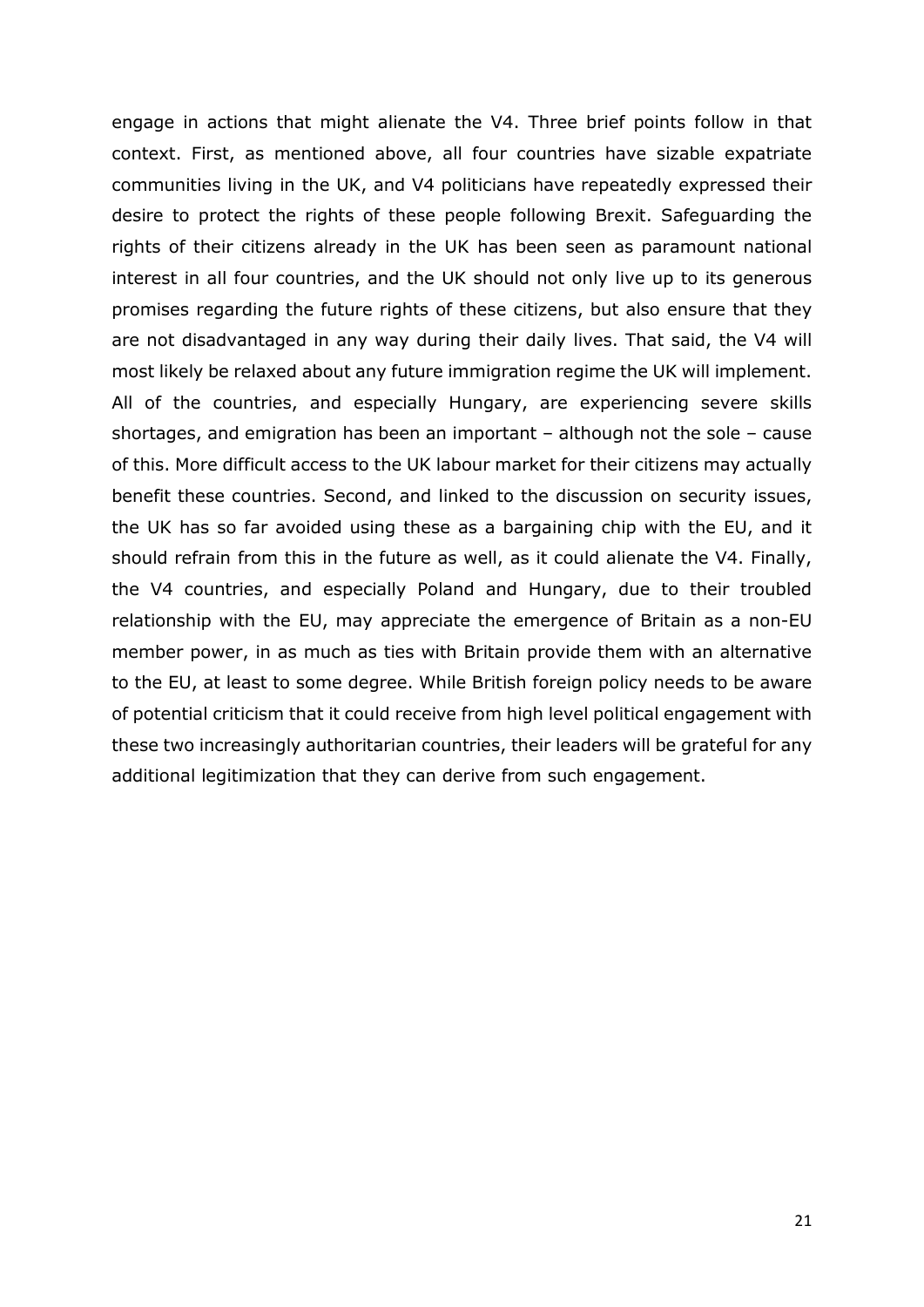engage in actions that might alienate the V4. Three brief points follow in that context. First, as mentioned above, all four countries have sizable expatriate communities living in the UK, and V4 politicians have repeatedly expressed their desire to protect the rights of these people following Brexit. Safeguarding the rights of their citizens already in the UK has been seen as paramount national interest in all four countries, and the UK should not only live up to its generous promises regarding the future rights of these citizens, but also ensure that they are not disadvantaged in any way during their daily lives. That said, the V4 will most likely be relaxed about any future immigration regime the UK will implement. All of the countries, and especially Hungary, are experiencing severe skills shortages, and emigration has been an important – although not the sole – cause of this. More difficult access to the UK labour market for their citizens may actually benefit these countries. Second, and linked to the discussion on security issues, the UK has so far avoided using these as a bargaining chip with the EU, and it should refrain from this in the future as well, as it could alienate the V4. Finally, the V4 countries, and especially Poland and Hungary, due to their troubled relationship with the EU, may appreciate the emergence of Britain as a non-EU member power, in as much as ties with Britain provide them with an alternative to the EU, at least to some degree. While British foreign policy needs to be aware of potential criticism that it could receive from high level political engagement with these two increasingly authoritarian countries, their leaders will be grateful for any additional legitimization that they can derive from such engagement.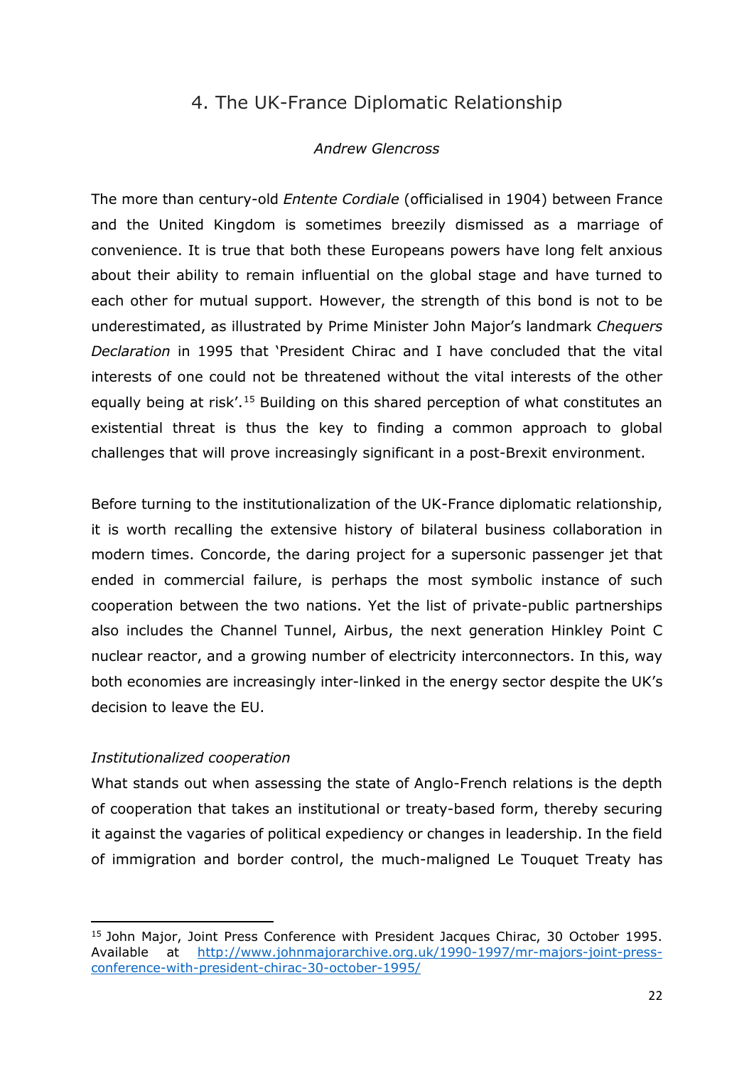## 4. The UK-France Diplomatic Relationship

*Andrew Glencross*

The more than century-old *Entente Cordiale* (officialised in 1904) between France and the United Kingdom is sometimes breezily dismissed as a marriage of convenience. It is true that both these Europeans powers have long felt anxious about their ability to remain influential on the global stage and have turned to each other for mutual support. However, the strength of this bond is not to be underestimated, as illustrated by Prime Minister John Major's landmark *Chequers Declaration* in 1995 that 'President Chirac and I have concluded that the vital interests of one could not be threatened without the vital interests of the other equally being at risk'.[15] Building on this shared perception of what constitutes an existential threat is thus the key to finding a common approach to global challenges that will prove increasingly significant in a post-Brexit environment.

Before turning to the institutionalization of the UK-France diplomatic relationship, it is worth recalling the extensive history of bilateral business collaboration in modern times. Concorde, the daring project for a supersonic passenger jet that ended in commercial failure, is perhaps the most symbolic instance of such cooperation between the two nations. Yet the list of private-public partnerships also includes the Channel Tunnel, Airbus, the next generation Hinkley Point C nuclear reactor, and a growing number of electricity interconnectors. In this, way both economies are increasingly inter-linked in the energy sector despite the UK's decision to leave the EU.

### *Institutionalized cooperation*

What stands out when assessing the state of Anglo-French relations is the depth of cooperation that takes an institutional or treaty-based form, thereby securing it against the vagaries of political expediency or changes in leadership. In the field of immigration and border control, the much-maligned Le Touquet Treaty has

---

[15] John Major, Joint Press Conference with President Jacques Chirac, 30 October 1995. Available at http://www.johnmajorarchive.org.uk/1990-1997/mr-majors-joint-press-conference-with-president-chirac-30-october-1995/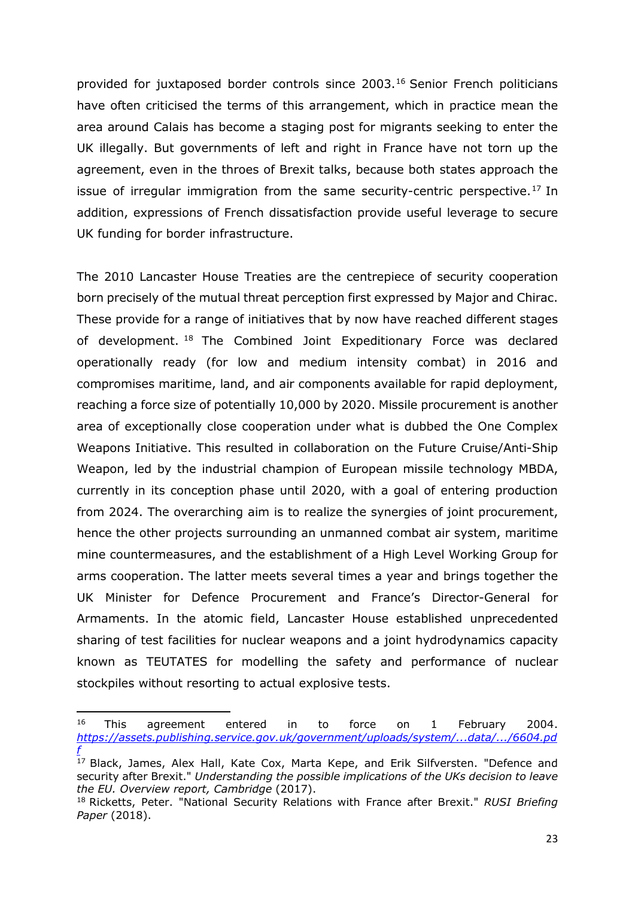provided for juxtaposed border controls since 2003.[16] Senior French politicians have often criticised the terms of this arrangement, which in practice mean the area around Calais has become a staging post for migrants seeking to enter the UK illegally. But governments of left and right in France have not torn up the agreement, even in the throes of Brexit talks, because both states approach the issue of irregular immigration from the same security-centric perspective.[17] In addition, expressions of French dissatisfaction provide useful leverage to secure UK funding for border infrastructure.

The 2010 Lancaster House Treaties are the centrepiece of security cooperation born precisely of the mutual threat perception first expressed by Major and Chirac. These provide for a range of initiatives that by now have reached different stages of development.[18] The Combined Joint Expeditionary Force was declared operationally ready (for low and medium intensity combat) in 2016 and compromises maritime, land, and air components available for rapid deployment, reaching a force size of potentially 10,000 by 2020. Missile procurement is another area of exceptionally close cooperation under what is dubbed the One Complex Weapons Initiative. This resulted in collaboration on the Future Cruise/Anti-Ship Weapon, led by the industrial champion of European missile technology MBDA, currently in its conception phase until 2020, with a goal of entering production from 2024. The overarching aim is to realize the synergies of joint procurement, hence the other projects surrounding an unmanned combat air system, maritime mine countermeasures, and the establishment of a High Level Working Group for arms cooperation. The latter meets several times a year and brings together the UK Minister for Defence Procurement and France's Director-General for Armaments. In the atomic field, Lancaster House established unprecedented sharing of test facilities for nuclear weapons and a joint hydrodynamics capacity known as TEUTATES for modelling the safety and performance of nuclear stockpiles without resorting to actual explosive tests.

---

[16] This agreement entered in to force on 1 February 2004. *https://assets.publishing.service.gov.uk/government/uploads/system/...data/.../6604.pdf*

[17] Black, James, Alex Hall, Kate Cox, Marta Kepe, and Erik Silfversten. "Defence and security after Brexit." *Understanding the possible implications of the UKs decision to leave the EU. Overview report, Cambridge* (2017).

[18] Ricketts, Peter. "National Security Relations with France after Brexit." *RUSI Briefing Paper* (2018).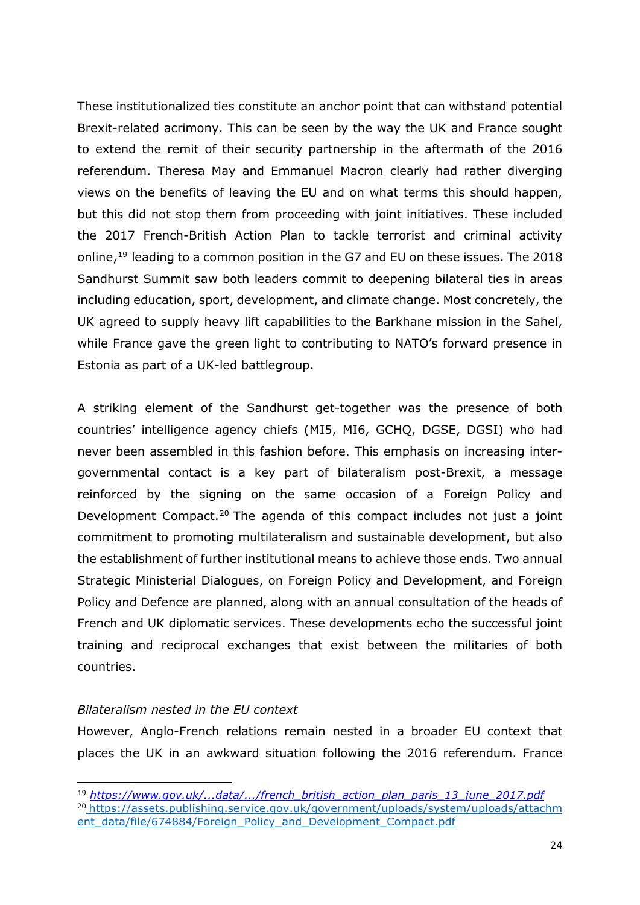These institutionalized ties constitute an anchor point that can withstand potential Brexit-related acrimony. This can be seen by the way the UK and France sought to extend the remit of their security partnership in the aftermath of the 2016 referendum. Theresa May and Emmanuel Macron clearly had rather diverging views on the benefits of leaving the EU and on what terms this should happen, but this did not stop them from proceeding with joint initiatives. These included the 2017 French-British Action Plan to tackle terrorist and criminal activity online,[19] leading to a common position in the G7 and EU on these issues. The 2018 Sandhurst Summit saw both leaders commit to deepening bilateral ties in areas including education, sport, development, and climate change. Most concretely, the UK agreed to supply heavy lift capabilities to the Barkhane mission in the Sahel, while France gave the green light to contributing to NATO's forward presence in Estonia as part of a UK-led battlegroup.

A striking element of the Sandhurst get-together was the presence of both countries' intelligence agency chiefs (MI5, MI6, GCHQ, DGSE, DGSI) who had never been assembled in this fashion before. This emphasis on increasing inter-governmental contact is a key part of bilateralism post-Brexit, a message reinforced by the signing on the same occasion of a Foreign Policy and Development Compact.[20] The agenda of this compact includes not just a joint commitment to promoting multilateralism and sustainable development, but also the establishment of further institutional means to achieve those ends. Two annual Strategic Ministerial Dialogues, on Foreign Policy and Development, and Foreign Policy and Defence are planned, along with an annual consultation of the heads of French and UK diplomatic services. These developments echo the successful joint training and reciprocal exchanges that exist between the militaries of both countries.

*Bilateralism nested in the EU context*

However, Anglo-French relations remain nested in a broader EU context that places the UK in an awkward situation following the 2016 referendum. France

[19] *https://www.gov.uk/...data/.../french_british_action_plan_paris_13_june_2017.pdf*

[20] https://assets.publishing.service.gov.uk/government/uploads/system/uploads/attachment_data/file/674884/Foreign_Policy_and_Development_Compact.pdf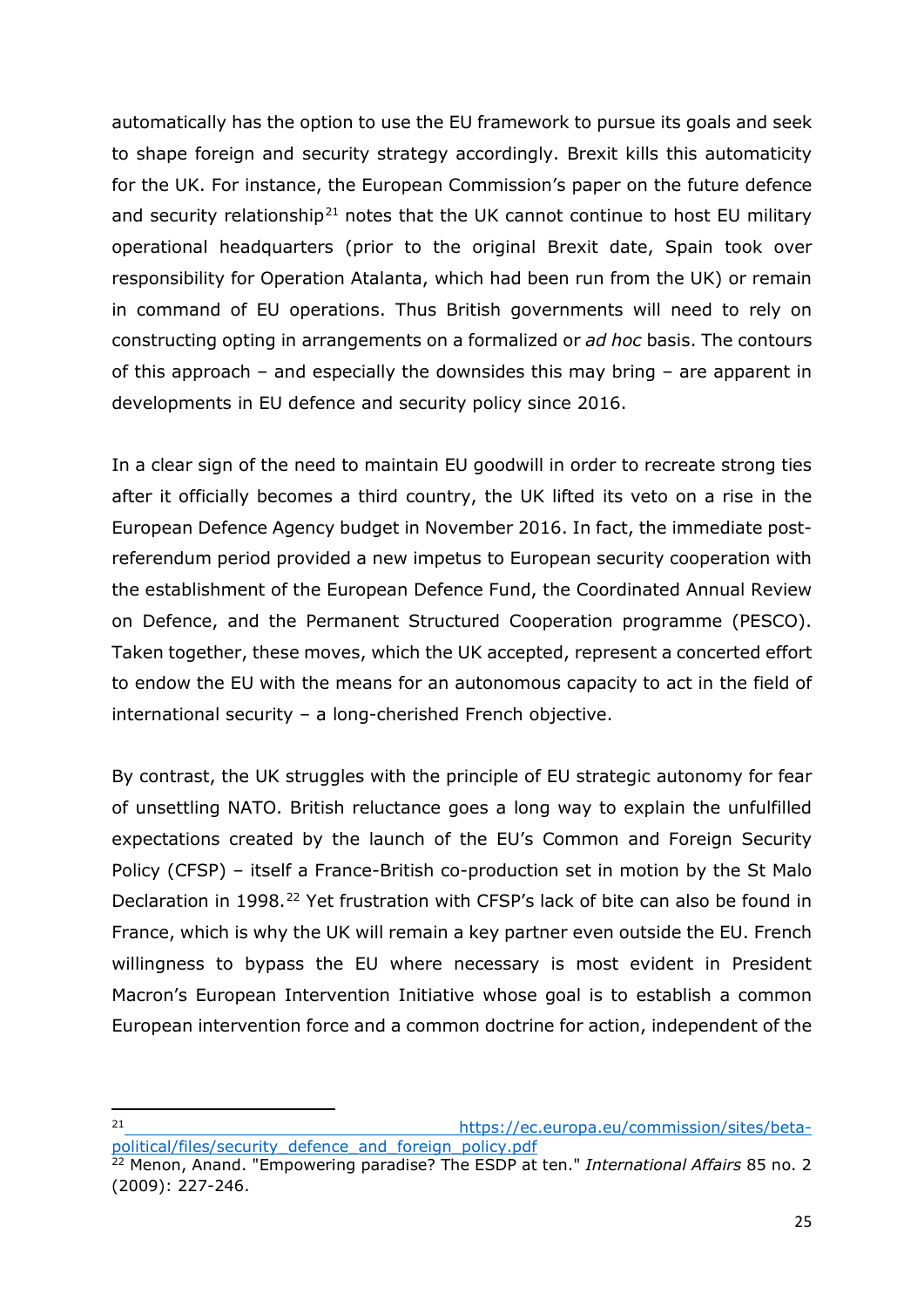automatically has the option to use the EU framework to pursue its goals and seek to shape foreign and security strategy accordingly. Brexit kills this automaticity for the UK. For instance, the European Commission's paper on the future defence and security relationship[21] notes that the UK cannot continue to host EU military operational headquarters (prior to the original Brexit date, Spain took over responsibility for Operation Atalanta, which had been run from the UK) or remain in command of EU operations. Thus British governments will need to rely on constructing opting in arrangements on a formalized or *ad hoc* basis. The contours of this approach – and especially the downsides this may bring – are apparent in developments in EU defence and security policy since 2016.

In a clear sign of the need to maintain EU goodwill in order to recreate strong ties after it officially becomes a third country, the UK lifted its veto on a rise in the European Defence Agency budget in November 2016. In fact, the immediate post-referendum period provided a new impetus to European security cooperation with the establishment of the European Defence Fund, the Coordinated Annual Review on Defence, and the Permanent Structured Cooperation programme (PESCO). Taken together, these moves, which the UK accepted, represent a concerted effort to endow the EU with the means for an autonomous capacity to act in the field of international security – a long-cherished French objective.

By contrast, the UK struggles with the principle of EU strategic autonomy for fear of unsettling NATO. British reluctance goes a long way to explain the unfulfilled expectations created by the launch of the EU's Common and Foreign Security Policy (CFSP) – itself a France-British co-production set in motion by the St Malo Declaration in 1998.[22] Yet frustration with CFSP's lack of bite can also be found in France, which is why the UK will remain a key partner even outside the EU. French willingness to bypass the EU where necessary is most evident in President Macron's European Intervention Initiative whose goal is to establish a common European intervention force and a common doctrine for action, independent of the

---

[21] https://ec.europa.eu/commission/sites/beta-political/files/security_defence_and_foreign_policy.pdf

[22] Menon, Anand. "Empowering paradise? The ESDP at ten." *International Affairs* 85 no. 2 (2009): 227-246.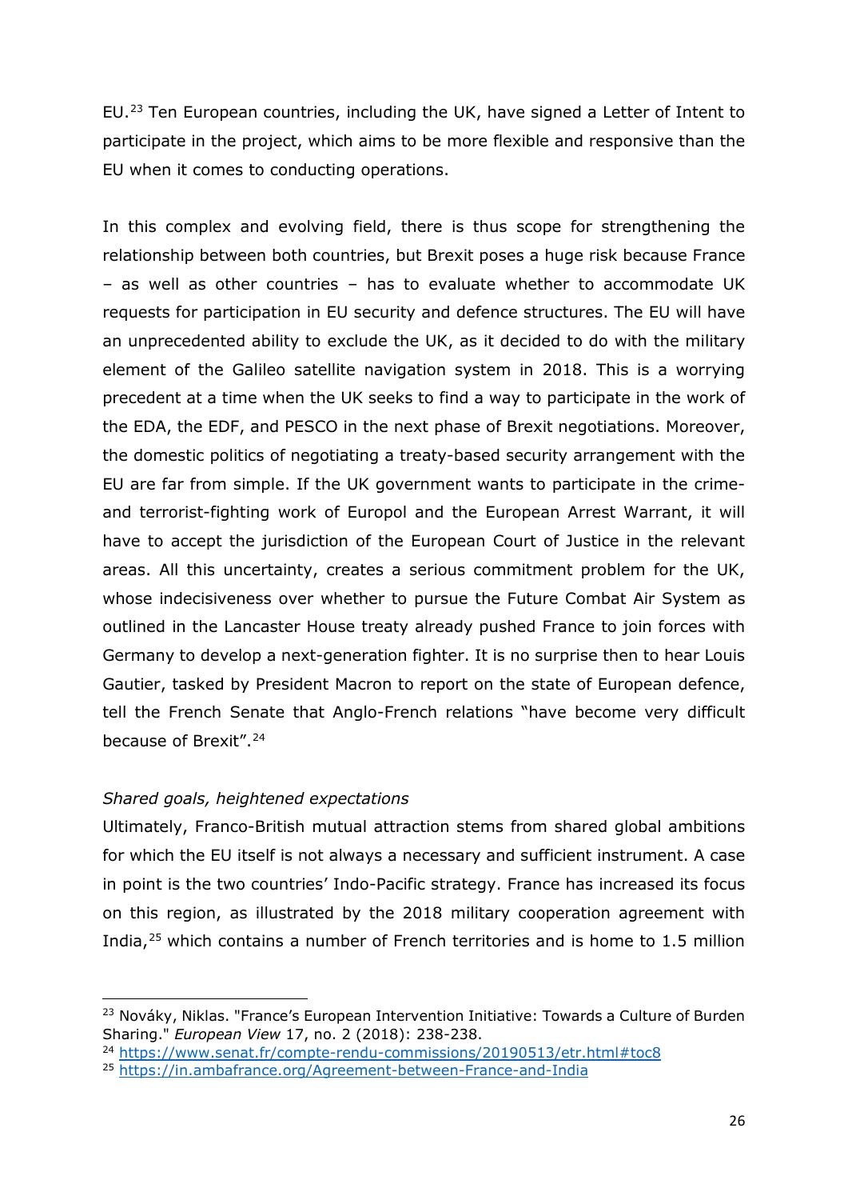EU.[23] Ten European countries, including the UK, have signed a Letter of Intent to participate in the project, which aims to be more flexible and responsive than the EU when it comes to conducting operations.

In this complex and evolving field, there is thus scope for strengthening the relationship between both countries, but Brexit poses a huge risk because France – as well as other countries – has to evaluate whether to accommodate UK requests for participation in EU security and defence structures. The EU will have an unprecedented ability to exclude the UK, as it decided to do with the military element of the Galileo satellite navigation system in 2018. This is a worrying precedent at a time when the UK seeks to find a way to participate in the work of the EDA, the EDF, and PESCO in the next phase of Brexit negotiations. Moreover, the domestic politics of negotiating a treaty-based security arrangement with the EU are far from simple. If the UK government wants to participate in the crime- and terrorist-fighting work of Europol and the European Arrest Warrant, it will have to accept the jurisdiction of the European Court of Justice in the relevant areas. All this uncertainty, creates a serious commitment problem for the UK, whose indecisiveness over whether to pursue the Future Combat Air System as outlined in the Lancaster House treaty already pushed France to join forces with Germany to develop a next-generation fighter. It is no surprise then to hear Louis Gautier, tasked by President Macron to report on the state of European defence, tell the French Senate that Anglo-French relations "have become very difficult because of Brexit".[24]

*Shared goals, heightened expectations*

Ultimately, Franco-British mutual attraction stems from shared global ambitions for which the EU itself is not always a necessary and sufficient instrument. A case in point is the two countries' Indo-Pacific strategy. France has increased its focus on this region, as illustrated by the 2018 military cooperation agreement with India,[25] which contains a number of French territories and is home to 1.5 million

---

[23] Nováky, Niklas. "France's European Intervention Initiative: Towards a Culture of Burden Sharing." *European View* 17, no. 2 (2018): 238-238.

[24] https://www.senat.fr/compte-rendu-commissions/20190513/etr.html#toc8

[25] https://in.ambafrance.org/Agreement-between-France-and-India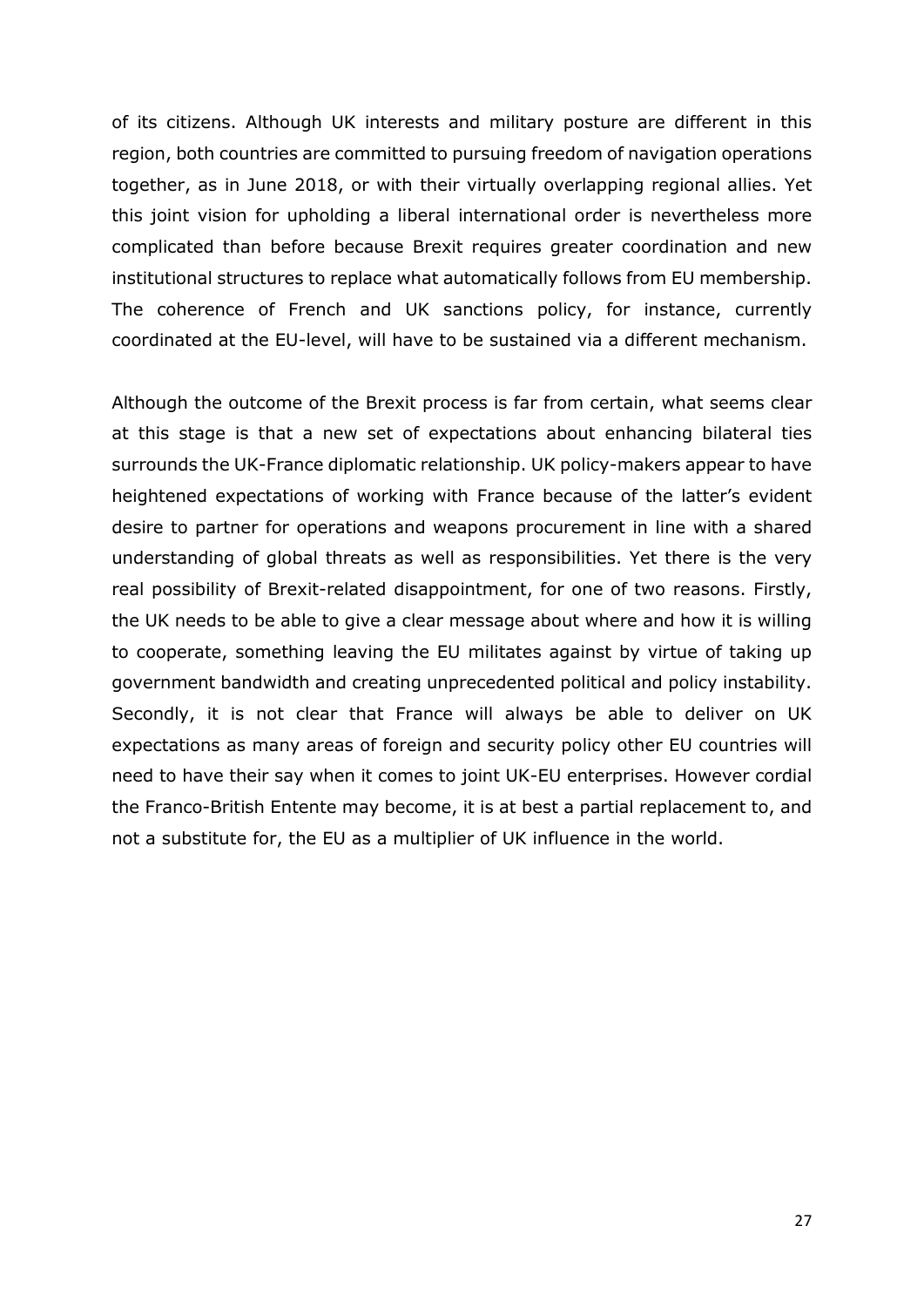of its citizens. Although UK interests and military posture are different in this region, both countries are committed to pursuing freedom of navigation operations together, as in June 2018, or with their virtually overlapping regional allies. Yet this joint vision for upholding a liberal international order is nevertheless more complicated than before because Brexit requires greater coordination and new institutional structures to replace what automatically follows from EU membership. The coherence of French and UK sanctions policy, for instance, currently coordinated at the EU-level, will have to be sustained via a different mechanism.

Although the outcome of the Brexit process is far from certain, what seems clear at this stage is that a new set of expectations about enhancing bilateral ties surrounds the UK-France diplomatic relationship. UK policy-makers appear to have heightened expectations of working with France because of the latter's evident desire to partner for operations and weapons procurement in line with a shared understanding of global threats as well as responsibilities. Yet there is the very real possibility of Brexit-related disappointment, for one of two reasons. Firstly, the UK needs to be able to give a clear message about where and how it is willing to cooperate, something leaving the EU militates against by virtue of taking up government bandwidth and creating unprecedented political and policy instability. Secondly, it is not clear that France will always be able to deliver on UK expectations as many areas of foreign and security policy other EU countries will need to have their say when it comes to joint UK-EU enterprises. However cordial the Franco-British Entente may become, it is at best a partial replacement to, and not a substitute for, the EU as a multiplier of UK influence in the world.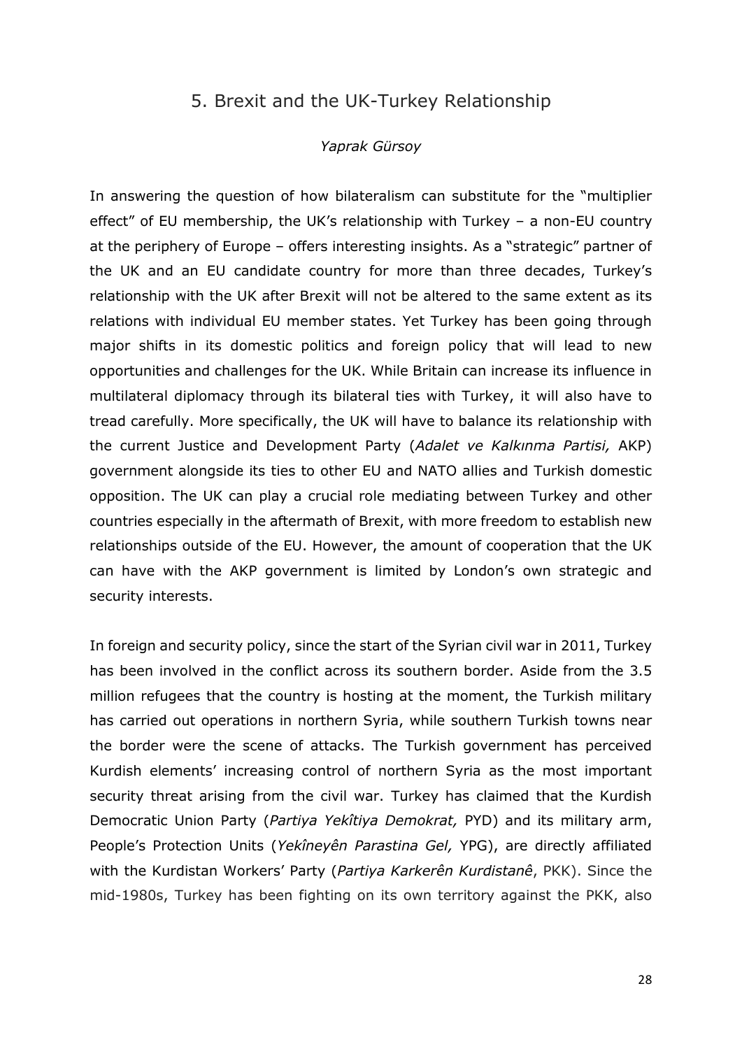## 5. Brexit and the UK-Turkey Relationship

*Yaprak Gürsoy*

In answering the question of how bilateralism can substitute for the "multiplier effect" of EU membership, the UK's relationship with Turkey – a non-EU country at the periphery of Europe – offers interesting insights. As a "strategic" partner of the UK and an EU candidate country for more than three decades, Turkey's relationship with the UK after Brexit will not be altered to the same extent as its relations with individual EU member states. Yet Turkey has been going through major shifts in its domestic politics and foreign policy that will lead to new opportunities and challenges for the UK. While Britain can increase its influence in multilateral diplomacy through its bilateral ties with Turkey, it will also have to tread carefully. More specifically, the UK will have to balance its relationship with the current Justice and Development Party (*Adalet ve Kalkınma Partisi,* AKP) government alongside its ties to other EU and NATO allies and Turkish domestic opposition. The UK can play a crucial role mediating between Turkey and other countries especially in the aftermath of Brexit, with more freedom to establish new relationships outside of the EU. However, the amount of cooperation that the UK can have with the AKP government is limited by London's own strategic and security interests.

In foreign and security policy, since the start of the Syrian civil war in 2011, Turkey has been involved in the conflict across its southern border. Aside from the 3.5 million refugees that the country is hosting at the moment, the Turkish military has carried out operations in northern Syria, while southern Turkish towns near the border were the scene of attacks. The Turkish government has perceived Kurdish elements' increasing control of northern Syria as the most important security threat arising from the civil war. Turkey has claimed that the Kurdish Democratic Union Party (*Partiya Yekîtiya Demokrat,* PYD) and its military arm, People's Protection Units (*Yekîneyên Parastina Gel,* YPG), are directly affiliated with the Kurdistan Workers' Party (*Partiya Karkerên Kurdistanê*, PKK). Since the mid-1980s, Turkey has been fighting on its own territory against the PKK, also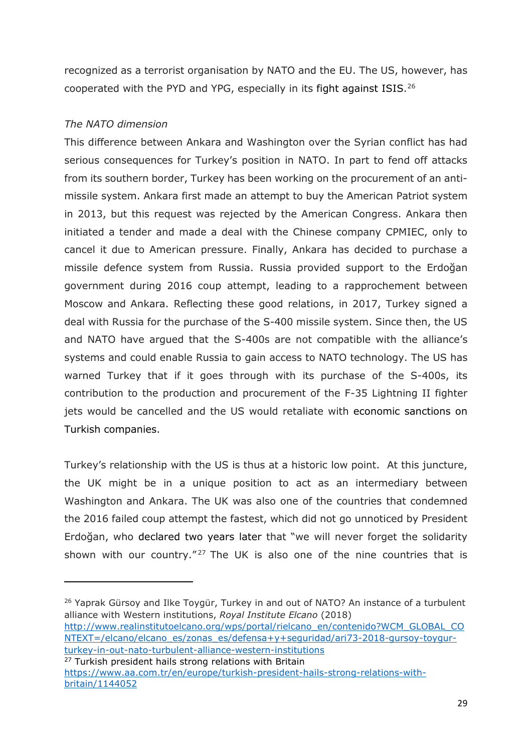recognized as a terrorist organisation by NATO and the EU. The US, however, has cooperated with the PYD and YPG, especially in its fight against ISIS.[26]

*The NATO dimension*

This difference between Ankara and Washington over the Syrian conflict has had serious consequences for Turkey's position in NATO. In part to fend off attacks from its southern border, Turkey has been working on the procurement of an anti-missile system. Ankara first made an attempt to buy the American Patriot system in 2013, but this request was rejected by the American Congress. Ankara then initiated a tender and made a deal with the Chinese company CPMIEC, only to cancel it due to American pressure. Finally, Ankara has decided to purchase a missile defence system from Russia. Russia provided support to the Erdoğan government during 2016 coup attempt, leading to a rapprochement between Moscow and Ankara. Reflecting these good relations, in 2017, Turkey signed a deal with Russia for the purchase of the S-400 missile system. Since then, the US and NATO have argued that the S-400s are not compatible with the alliance's systems and could enable Russia to gain access to NATO technology. The US has warned Turkey that if it goes through with its purchase of the S-400s, its contribution to the production and procurement of the F-35 Lightning II fighter jets would be cancelled and the US would retaliate with economic sanctions on Turkish companies.

Turkey's relationship with the US is thus at a historic low point. At this juncture, the UK might be in a unique position to act as an intermediary between Washington and Ankara. The UK was also one of the countries that condemned the 2016 failed coup attempt the fastest, which did not go unnoticed by President Erdoğan, who declared two years later that "we will never forget the solidarity shown with our country."[27] The UK is also one of the nine countries that is

---

[26] Yaprak Gürsoy and Ilke Toygür, Turkey in and out of NATO? An instance of a turbulent alliance with Western institutions, *Royal Institute Elcano* (2018) http://www.realinstitutoelcano.org/wps/portal/rielcano_en/contenido?WCM_GLOBAL_CONTEXT=/elcano/elcano_es/zonas_es/defensa+y+seguridad/ari73-2018-gursoy-toygur-turkey-in-out-nato-turbulent-alliance-western-institutions

[27] Turkish president hails strong relations with Britain https://www.aa.com.tr/en/europe/turkish-president-hails-strong-relations-with-britain/1144052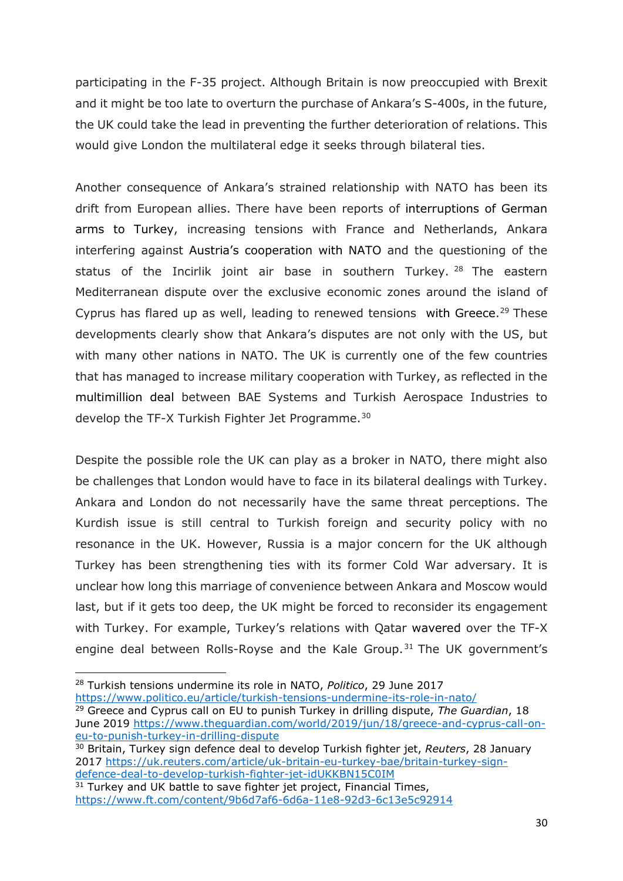participating in the F-35 project. Although Britain is now preoccupied with Brexit and it might be too late to overturn the purchase of Ankara's S-400s, in the future, the UK could take the lead in preventing the further deterioration of relations. This would give London the multilateral edge it seeks through bilateral ties.

Another consequence of Ankara's strained relationship with NATO has been its drift from European allies. There have been reports of interruptions of German arms to Turkey, increasing tensions with France and Netherlands, Ankara interfering against Austria's cooperation with NATO and the questioning of the status of the Incirlik joint air base in southern Turkey.[28] The eastern Mediterranean dispute over the exclusive economic zones around the island of Cyprus has flared up as well, leading to renewed tensions with Greece.[29] These developments clearly show that Ankara's disputes are not only with the US, but with many other nations in NATO. The UK is currently one of the few countries that has managed to increase military cooperation with Turkey, as reflected in the multimillion deal between BAE Systems and Turkish Aerospace Industries to develop the TF-X Turkish Fighter Jet Programme.[30]

Despite the possible role the UK can play as a broker in NATO, there might also be challenges that London would have to face in its bilateral dealings with Turkey. Ankara and London do not necessarily have the same threat perceptions. The Kurdish issue is still central to Turkish foreign and security policy with no resonance in the UK. However, Russia is a major concern for the UK although Turkey has been strengthening ties with its former Cold War adversary. It is unclear how long this marriage of convenience between Ankara and Moscow would last, but if it gets too deep, the UK might be forced to reconsider its engagement with Turkey. For example, Turkey's relations with Qatar wavered over the TF-X engine deal between Rolls-Royse and the Kale Group.[31] The UK government's

---

[28] Turkish tensions undermine its role in NATO, *Politico*, 29 June 2017 https://www.politico.eu/article/turkish-tensions-undermine-its-role-in-nato/

[29] Greece and Cyprus call on EU to punish Turkey in drilling dispute, *The Guardian*, 18 June 2019 https://www.theguardian.com/world/2019/jun/18/greece-and-cyprus-call-on-eu-to-punish-turkey-in-drilling-dispute

[30] Britain, Turkey sign defence deal to develop Turkish fighter jet, *Reuters*, 28 January 2017 https://uk.reuters.com/article/uk-britain-eu-turkey-bae/britain-turkey-sign-defence-deal-to-develop-turkish-fighter-jet-idUKKBN15C0IM

[31] Turkey and UK battle to save fighter jet project, Financial Times, https://www.ft.com/content/9b6d7af6-6d6a-11e8-92d3-6c13e5c92914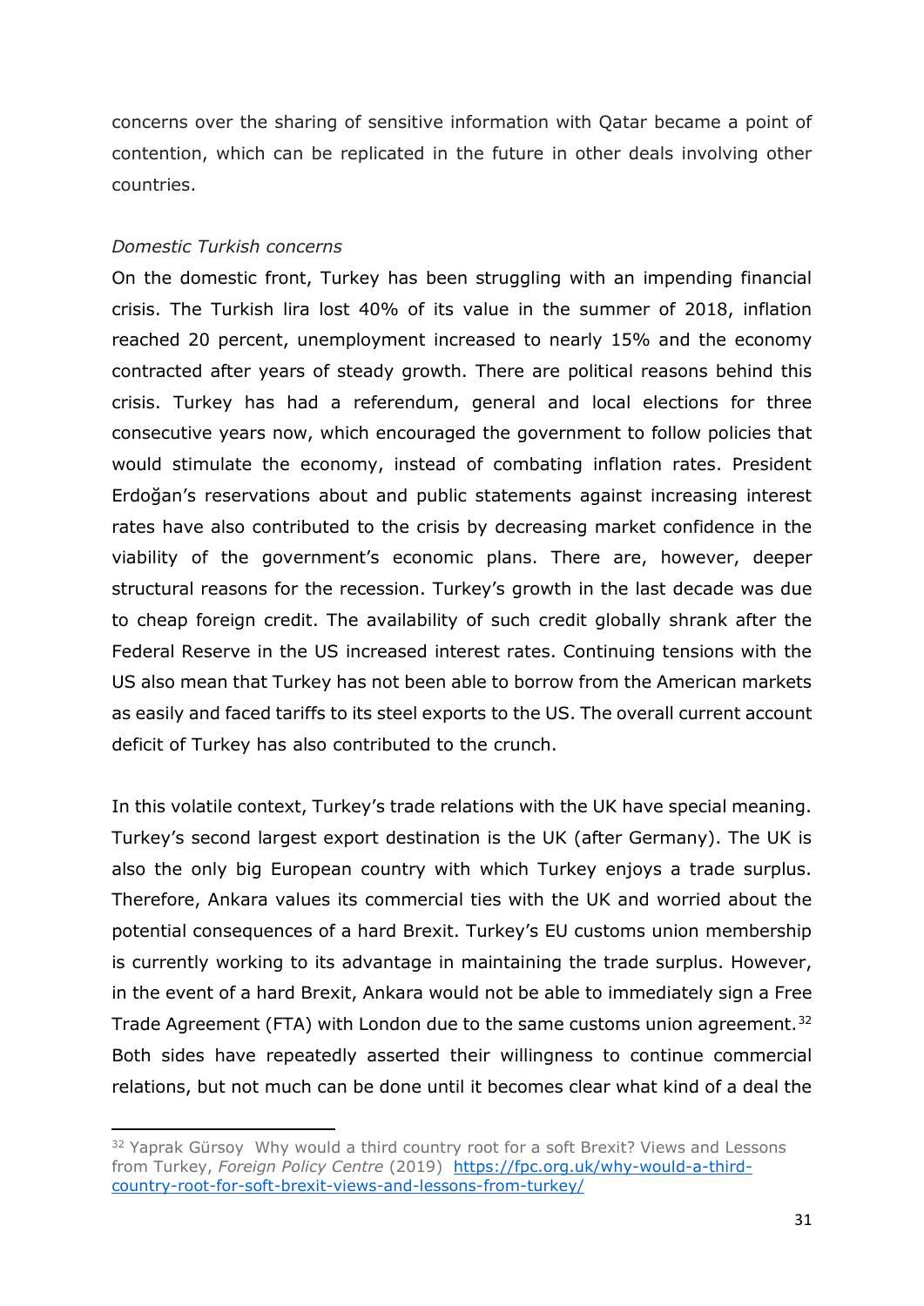concerns over the sharing of sensitive information with Qatar became a point of contention, which can be replicated in the future in other deals involving other countries.

*Domestic Turkish concerns*

On the domestic front, Turkey has been struggling with an impending financial crisis. The Turkish lira lost 40% of its value in the summer of 2018, inflation reached 20 percent, unemployment increased to nearly 15% and the economy contracted after years of steady growth. There are political reasons behind this crisis. Turkey has had a referendum, general and local elections for three consecutive years now, which encouraged the government to follow policies that would stimulate the economy, instead of combating inflation rates. President Erdoğan's reservations about and public statements against increasing interest rates have also contributed to the crisis by decreasing market confidence in the viability of the government's economic plans. There are, however, deeper structural reasons for the recession. Turkey's growth in the last decade was due to cheap foreign credit. The availability of such credit globally shrank after the Federal Reserve in the US increased interest rates. Continuing tensions with the US also mean that Turkey has not been able to borrow from the American markets as easily and faced tariffs to its steel exports to the US. The overall current account deficit of Turkey has also contributed to the crunch.

In this volatile context, Turkey's trade relations with the UK have special meaning. Turkey's second largest export destination is the UK (after Germany). The UK is also the only big European country with which Turkey enjoys a trade surplus. Therefore, Ankara values its commercial ties with the UK and worried about the potential consequences of a hard Brexit. Turkey's EU customs union membership is currently working to its advantage in maintaining the trade surplus. However, in the event of a hard Brexit, Ankara would not be able to immediately sign a Free Trade Agreement (FTA) with London due to the same customs union agreement.[32] Both sides have repeatedly asserted their willingness to continue commercial relations, but not much can be done until it becomes clear what kind of a deal the

---

[32] Yaprak Gürsoy Why would a third country root for a soft Brexit? Views and Lessons from Turkey, *Foreign Policy Centre* (2019) https://fpc.org.uk/why-would-a-third-country-root-for-soft-brexit-views-and-lessons-from-turkey/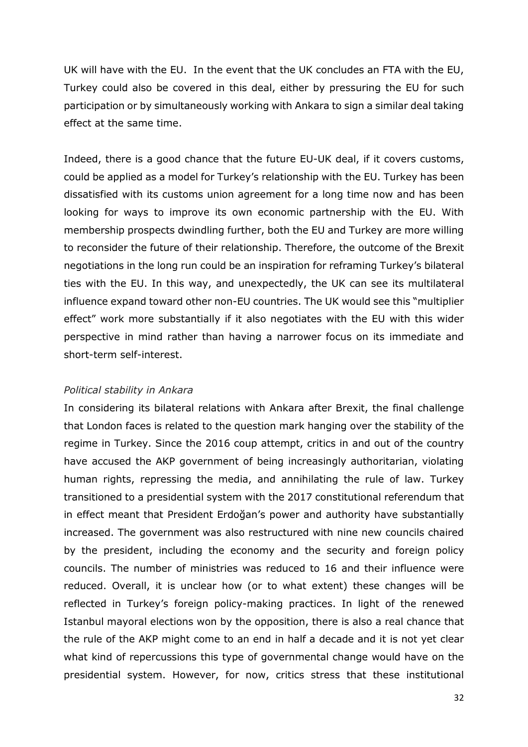UK will have with the EU. In the event that the UK concludes an FTA with the EU, Turkey could also be covered in this deal, either by pressuring the EU for such participation or by simultaneously working with Ankara to sign a similar deal taking effect at the same time.

Indeed, there is a good chance that the future EU-UK deal, if it covers customs, could be applied as a model for Turkey's relationship with the EU. Turkey has been dissatisfied with its customs union agreement for a long time now and has been looking for ways to improve its own economic partnership with the EU. With membership prospects dwindling further, both the EU and Turkey are more willing to reconsider the future of their relationship. Therefore, the outcome of the Brexit negotiations in the long run could be an inspiration for reframing Turkey's bilateral ties with the EU. In this way, and unexpectedly, the UK can see its multilateral influence expand toward other non-EU countries. The UK would see this "multiplier effect" work more substantially if it also negotiates with the EU with this wider perspective in mind rather than having a narrower focus on its immediate and short-term self-interest.

*Political stability in Ankara*

In considering its bilateral relations with Ankara after Brexit, the final challenge that London faces is related to the question mark hanging over the stability of the regime in Turkey. Since the 2016 coup attempt, critics in and out of the country have accused the AKP government of being increasingly authoritarian, violating human rights, repressing the media, and annihilating the rule of law. Turkey transitioned to a presidential system with the 2017 constitutional referendum that in effect meant that President Erdoğan's power and authority have substantially increased. The government was also restructured with nine new councils chaired by the president, including the economy and the security and foreign policy councils. The number of ministries was reduced to 16 and their influence were reduced. Overall, it is unclear how (or to what extent) these changes will be reflected in Turkey's foreign policy-making practices. In light of the renewed Istanbul mayoral elections won by the opposition, there is also a real chance that the rule of the AKP might come to an end in half a decade and it is not yet clear what kind of repercussions this type of governmental change would have on the presidential system. However, for now, critics stress that these institutional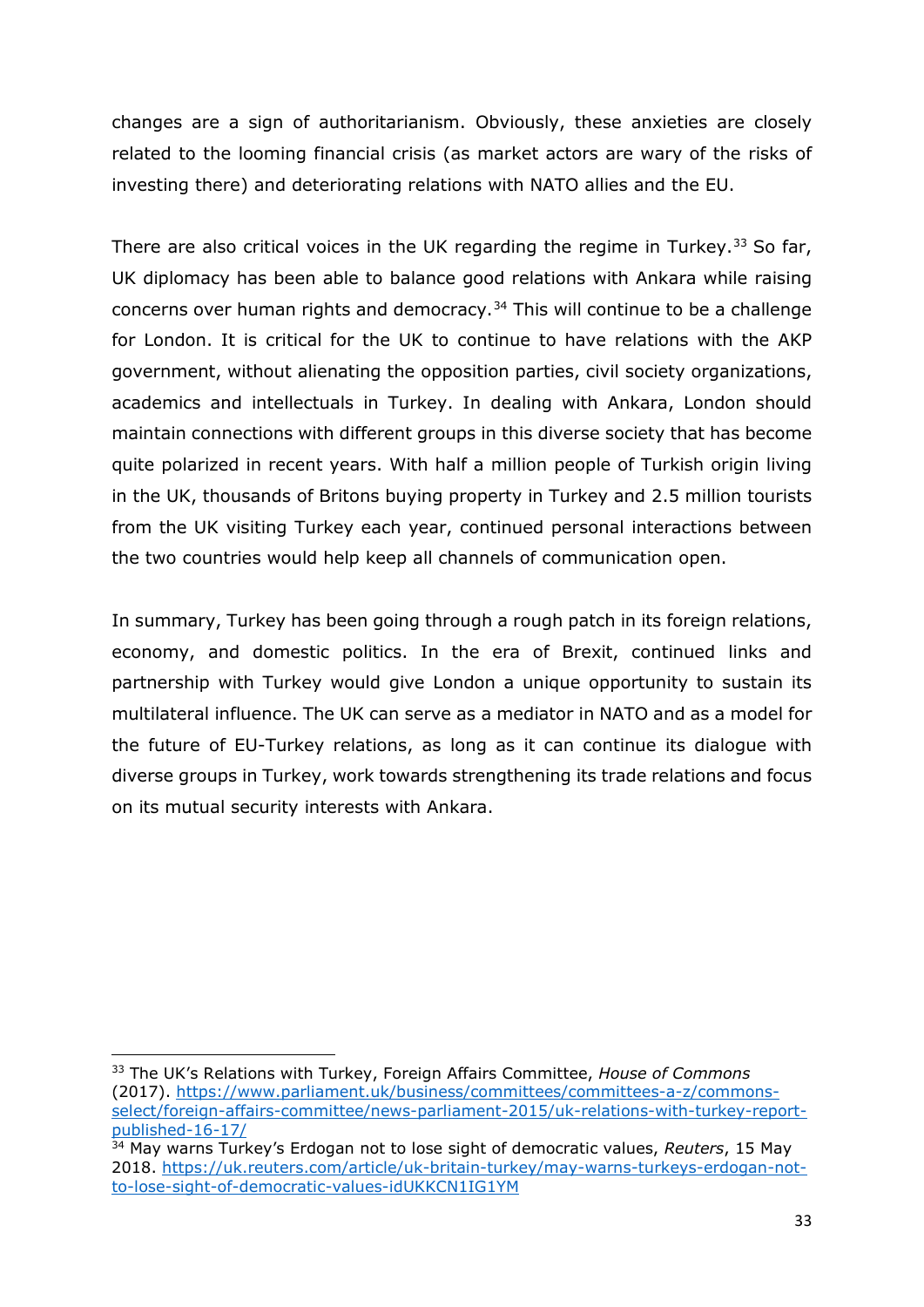changes are a sign of authoritarianism. Obviously, these anxieties are closely related to the looming financial crisis (as market actors are wary of the risks of investing there) and deteriorating relations with NATO allies and the EU.

There are also critical voices in the UK regarding the regime in Turkey.[33] So far, UK diplomacy has been able to balance good relations with Ankara while raising concerns over human rights and democracy.[34] This will continue to be a challenge for London. It is critical for the UK to continue to have relations with the AKP government, without alienating the opposition parties, civil society organizations, academics and intellectuals in Turkey. In dealing with Ankara, London should maintain connections with different groups in this diverse society that has become quite polarized in recent years. With half a million people of Turkish origin living in the UK, thousands of Britons buying property in Turkey and 2.5 million tourists from the UK visiting Turkey each year, continued personal interactions between the two countries would help keep all channels of communication open.

In summary, Turkey has been going through a rough patch in its foreign relations, economy, and domestic politics. In the era of Brexit, continued links and partnership with Turkey would give London a unique opportunity to sustain its multilateral influence. The UK can serve as a mediator in NATO and as a model for the future of EU-Turkey relations, as long as it can continue its dialogue with diverse groups in Turkey, work towards strengthening its trade relations and focus on its mutual security interests with Ankara.

---

[33] The UK's Relations with Turkey, Foreign Affairs Committee, *House of Commons* (2017). https://www.parliament.uk/business/committees/committees-a-z/commons-select/foreign-affairs-committee/news-parliament-2015/uk-relations-with-turkey-report-published-16-17/

[34] May warns Turkey's Erdogan not to lose sight of democratic values, *Reuters*, 15 May 2018. https://uk.reuters.com/article/uk-britain-turkey/may-warns-turkeys-erdogan-not-to-lose-sight-of-democratic-values-idUKKCN1IG1YM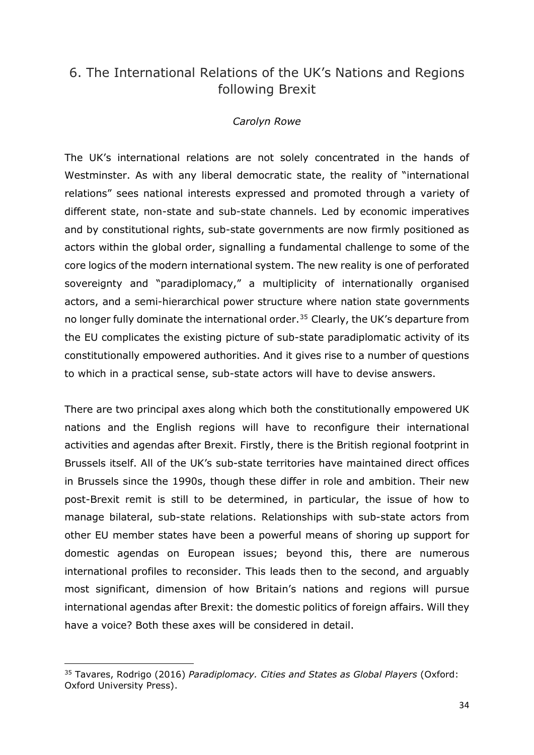## 6. The International Relations of the UK's Nations and Regions following Brexit

*Carolyn Rowe*

The UK's international relations are not solely concentrated in the hands of Westminster. As with any liberal democratic state, the reality of "international relations" sees national interests expressed and promoted through a variety of different state, non-state and sub-state channels. Led by economic imperatives and by constitutional rights, sub-state governments are now firmly positioned as actors within the global order, signalling a fundamental challenge to some of the core logics of the modern international system. The new reality is one of perforated sovereignty and "paradiplomacy," a multiplicity of internationally organised actors, and a semi-hierarchical power structure where nation state governments no longer fully dominate the international order.[35] Clearly, the UK's departure from the EU complicates the existing picture of sub-state paradiplomatic activity of its constitutionally empowered authorities. And it gives rise to a number of questions to which in a practical sense, sub-state actors will have to devise answers.

There are two principal axes along which both the constitutionally empowered UK nations and the English regions will have to reconfigure their international activities and agendas after Brexit. Firstly, there is the British regional footprint in Brussels itself. All of the UK's sub-state territories have maintained direct offices in Brussels since the 1990s, though these differ in role and ambition. Their new post-Brexit remit is still to be determined, in particular, the issue of how to manage bilateral, sub-state relations. Relationships with sub-state actors from other EU member states have been a powerful means of shoring up support for domestic agendas on European issues; beyond this, there are numerous international profiles to reconsider. This leads then to the second, and arguably most significant, dimension of how Britain's nations and regions will pursue international agendas after Brexit: the domestic politics of foreign affairs. Will they have a voice? Both these axes will be considered in detail.

[35] Tavares, Rodrigo (2016) *Paradiplomacy. Cities and States as Global Players* (Oxford: Oxford University Press).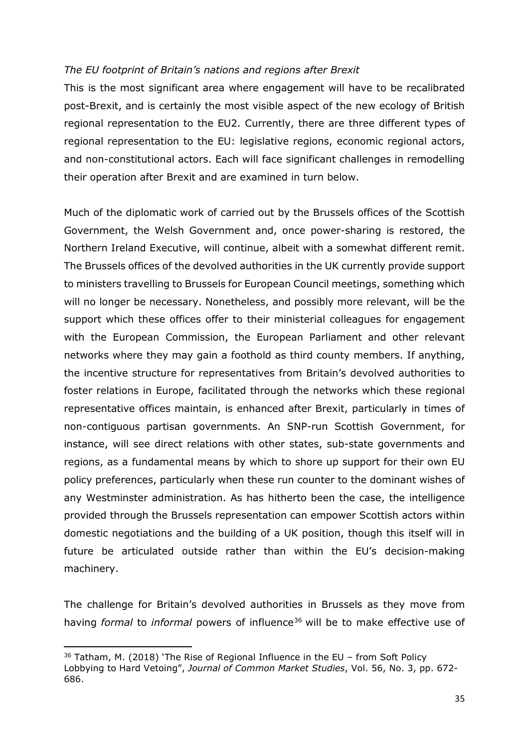*The EU footprint of Britain's nations and regions after Brexit*

This is the most significant area where engagement will have to be recalibrated post-Brexit, and is certainly the most visible aspect of the new ecology of British regional representation to the EU2. Currently, there are three different types of regional representation to the EU: legislative regions, economic regional actors, and non-constitutional actors. Each will face significant challenges in remodelling their operation after Brexit and are examined in turn below.

Much of the diplomatic work of carried out by the Brussels offices of the Scottish Government, the Welsh Government and, once power-sharing is restored, the Northern Ireland Executive, will continue, albeit with a somewhat different remit. The Brussels offices of the devolved authorities in the UK currently provide support to ministers travelling to Brussels for European Council meetings, something which will no longer be necessary. Nonetheless, and possibly more relevant, will be the support which these offices offer to their ministerial colleagues for engagement with the European Commission, the European Parliament and other relevant networks where they may gain a foothold as third county members. If anything, the incentive structure for representatives from Britain's devolved authorities to foster relations in Europe, facilitated through the networks which these regional representative offices maintain, is enhanced after Brexit, particularly in times of non-contiguous partisan governments. An SNP-run Scottish Government, for instance, will see direct relations with other states, sub-state governments and regions, as a fundamental means by which to shore up support for their own EU policy preferences, particularly when these run counter to the dominant wishes of any Westminster administration. As has hitherto been the case, the intelligence provided through the Brussels representation can empower Scottish actors within domestic negotiations and the building of a UK position, though this itself will in future be articulated outside rather than within the EU's decision-making machinery.

The challenge for Britain's devolved authorities in Brussels as they move from having *formal* to *informal* powers of influence[36] will be to make effective use of

[36] Tatham, M. (2018) 'The Rise of Regional Influence in the EU – from Soft Policy Lobbying to Hard Vetoing", *Journal of Common Market Studies*, Vol. 56, No. 3, pp. 672-686.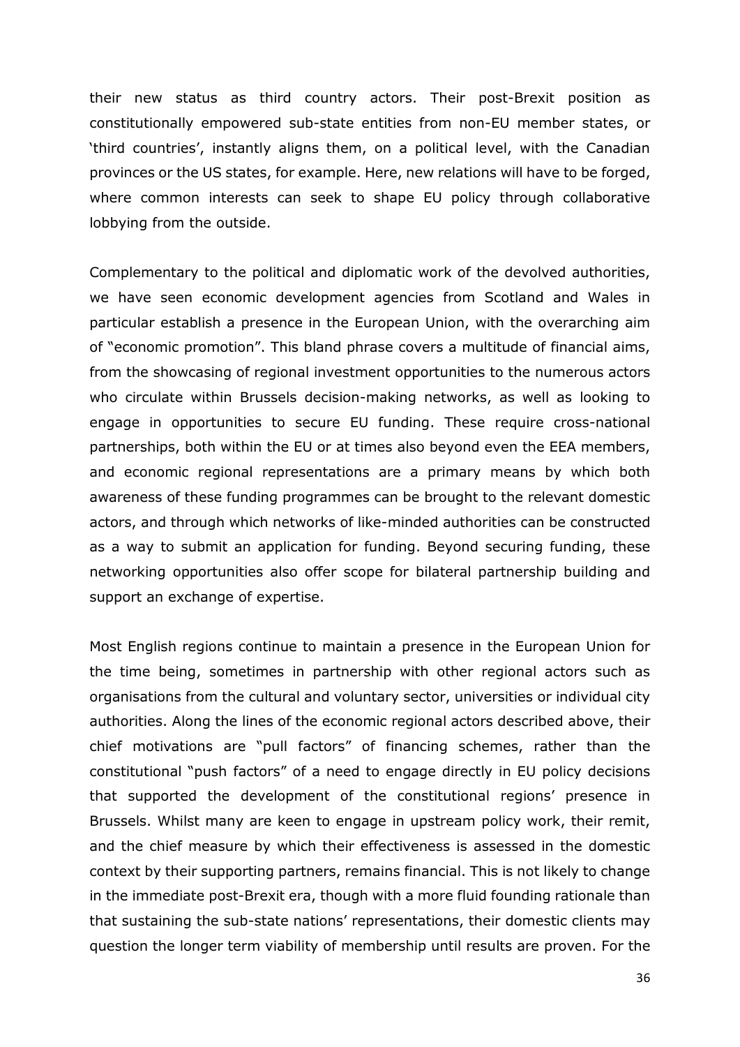their new status as third country actors. Their post-Brexit position as constitutionally empowered sub-state entities from non-EU member states, or 'third countries', instantly aligns them, on a political level, with the Canadian provinces or the US states, for example. Here, new relations will have to be forged, where common interests can seek to shape EU policy through collaborative lobbying from the outside.

Complementary to the political and diplomatic work of the devolved authorities, we have seen economic development agencies from Scotland and Wales in particular establish a presence in the European Union, with the overarching aim of "economic promotion". This bland phrase covers a multitude of financial aims, from the showcasing of regional investment opportunities to the numerous actors who circulate within Brussels decision-making networks, as well as looking to engage in opportunities to secure EU funding. These require cross-national partnerships, both within the EU or at times also beyond even the EEA members, and economic regional representations are a primary means by which both awareness of these funding programmes can be brought to the relevant domestic actors, and through which networks of like-minded authorities can be constructed as a way to submit an application for funding. Beyond securing funding, these networking opportunities also offer scope for bilateral partnership building and support an exchange of expertise.

Most English regions continue to maintain a presence in the European Union for the time being, sometimes in partnership with other regional actors such as organisations from the cultural and voluntary sector, universities or individual city authorities. Along the lines of the economic regional actors described above, their chief motivations are "pull factors" of financing schemes, rather than the constitutional "push factors" of a need to engage directly in EU policy decisions that supported the development of the constitutional regions' presence in Brussels. Whilst many are keen to engage in upstream policy work, their remit, and the chief measure by which their effectiveness is assessed in the domestic context by their supporting partners, remains financial. This is not likely to change in the immediate post-Brexit era, though with a more fluid founding rationale than that sustaining the sub-state nations' representations, their domestic clients may question the longer term viability of membership until results are proven. For the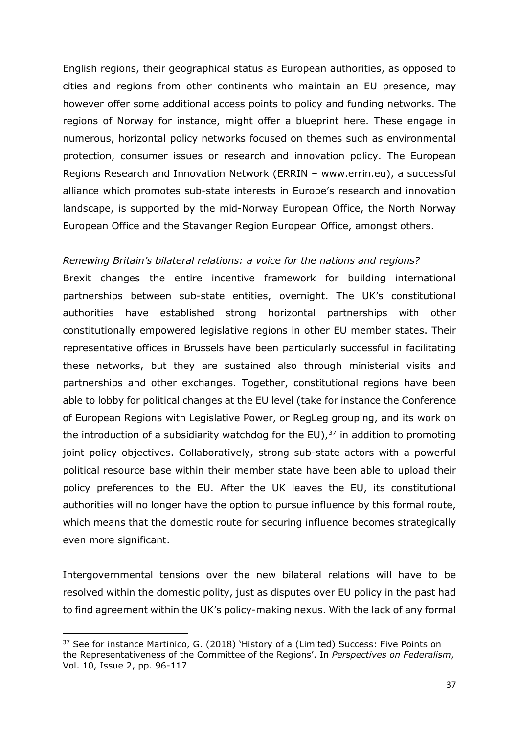English regions, their geographical status as European authorities, as opposed to cities and regions from other continents who maintain an EU presence, may however offer some additional access points to policy and funding networks. The regions of Norway for instance, might offer a blueprint here. These engage in numerous, horizontal policy networks focused on themes such as environmental protection, consumer issues or research and innovation policy. The European Regions Research and Innovation Network (ERRIN – www.errin.eu), a successful alliance which promotes sub-state interests in Europe's research and innovation landscape, is supported by the mid-Norway European Office, the North Norway European Office and the Stavanger Region European Office, amongst others.

*Renewing Britain's bilateral relations: a voice for the nations and regions?*

Brexit changes the entire incentive framework for building international partnerships between sub-state entities, overnight. The UK's constitutional authorities have established strong horizontal partnerships with other constitutionally empowered legislative regions in other EU member states. Their representative offices in Brussels have been particularly successful in facilitating these networks, but they are sustained also through ministerial visits and partnerships and other exchanges. Together, constitutional regions have been able to lobby for political changes at the EU level (take for instance the Conference of European Regions with Legislative Power, or RegLeg grouping, and its work on the introduction of a subsidiarity watchdog for the EU),[37] in addition to promoting joint policy objectives. Collaboratively, strong sub-state actors with a powerful political resource base within their member state have been able to upload their policy preferences to the EU. After the UK leaves the EU, its constitutional authorities will no longer have the option to pursue influence by this formal route, which means that the domestic route for securing influence becomes strategically even more significant.

Intergovernmental tensions over the new bilateral relations will have to be resolved within the domestic polity, just as disputes over EU policy in the past had to find agreement within the UK's policy-making nexus. With the lack of any formal

[37] See for instance Martinico, G. (2018) 'History of a (Limited) Success: Five Points on the Representativeness of the Committee of the Regions'. In *Perspectives on Federalism*, Vol. 10, Issue 2, pp. 96-117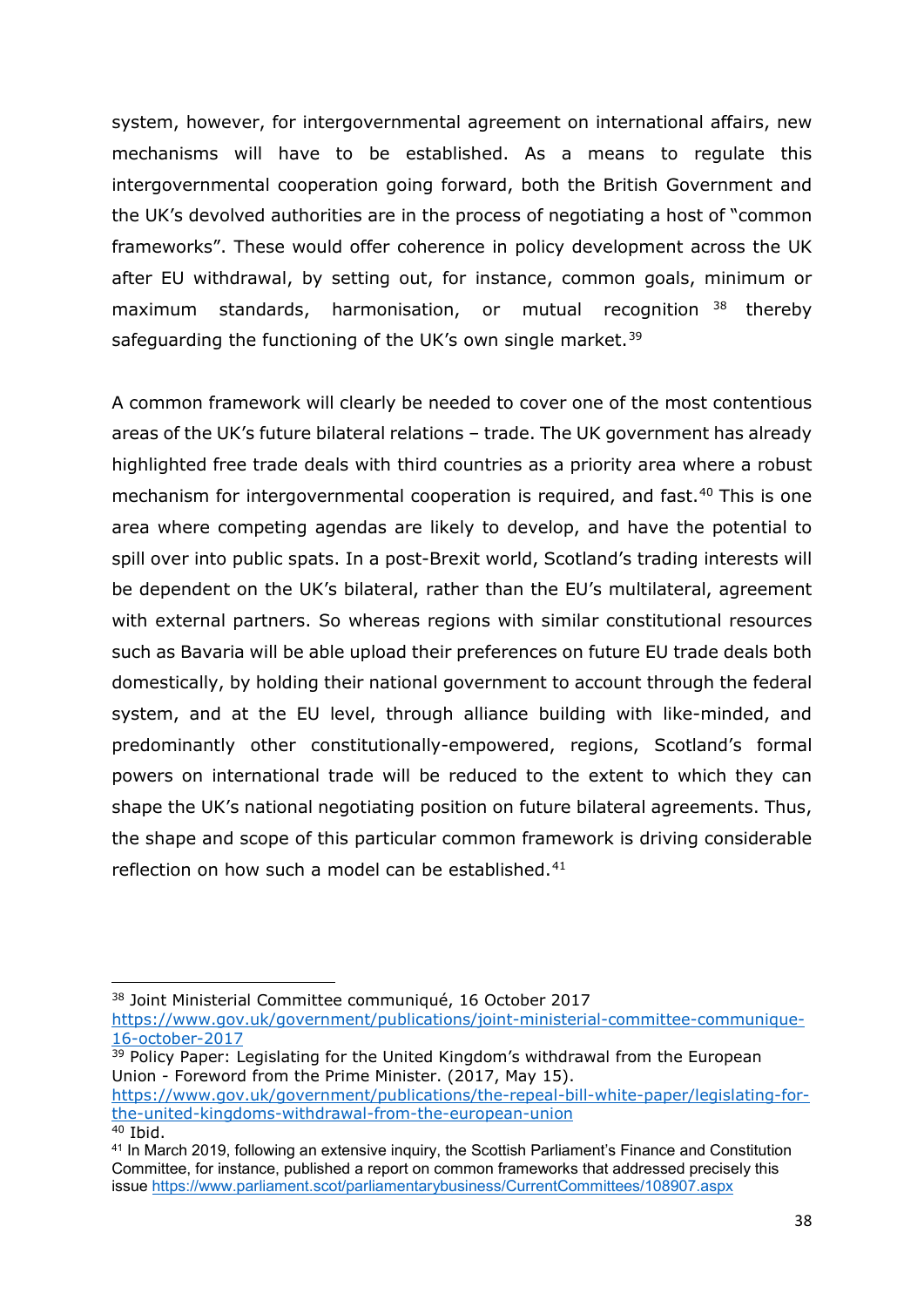system, however, for intergovernmental agreement on international affairs, new mechanisms will have to be established. As a means to regulate this intergovernmental cooperation going forward, both the British Government and the UK's devolved authorities are in the process of negotiating a host of "common frameworks". These would offer coherence in policy development across the UK after EU withdrawal, by setting out, for instance, common goals, minimum or maximum standards, harmonisation, or mutual recognition [38] thereby safeguarding the functioning of the UK's own single market.[39]

A common framework will clearly be needed to cover one of the most contentious areas of the UK's future bilateral relations – trade. The UK government has already highlighted free trade deals with third countries as a priority area where a robust mechanism for intergovernmental cooperation is required, and fast.[40] This is one area where competing agendas are likely to develop, and have the potential to spill over into public spats. In a post-Brexit world, Scotland's trading interests will be dependent on the UK's bilateral, rather than the EU's multilateral, agreement with external partners. So whereas regions with similar constitutional resources such as Bavaria will be able upload their preferences on future EU trade deals both domestically, by holding their national government to account through the federal system, and at the EU level, through alliance building with like-minded, and predominantly other constitutionally-empowered, regions, Scotland's formal powers on international trade will be reduced to the extent to which they can shape the UK's national negotiating position on future bilateral agreements. Thus, the shape and scope of this particular common framework is driving considerable reflection on how such a model can be established.[41]

---

[38] Joint Ministerial Committee communiqué, 16 October 2017 https://www.gov.uk/government/publications/joint-ministerial-committee-communique-16-october-2017

[39] Policy Paper: Legislating for the United Kingdom's withdrawal from the European Union - Foreword from the Prime Minister. (2017, May 15). https://www.gov.uk/government/publications/the-repeal-bill-white-paper/legislating-for-the-united-kingdoms-withdrawal-from-the-european-union

[40] Ibid.

[41] In March 2019, following an extensive inquiry, the Scottish Parliament's Finance and Constitution Committee, for instance, published a report on common frameworks that addressed precisely this issue https://www.parliament.scot/parliamentarybusiness/CurrentCommittees/108907.aspx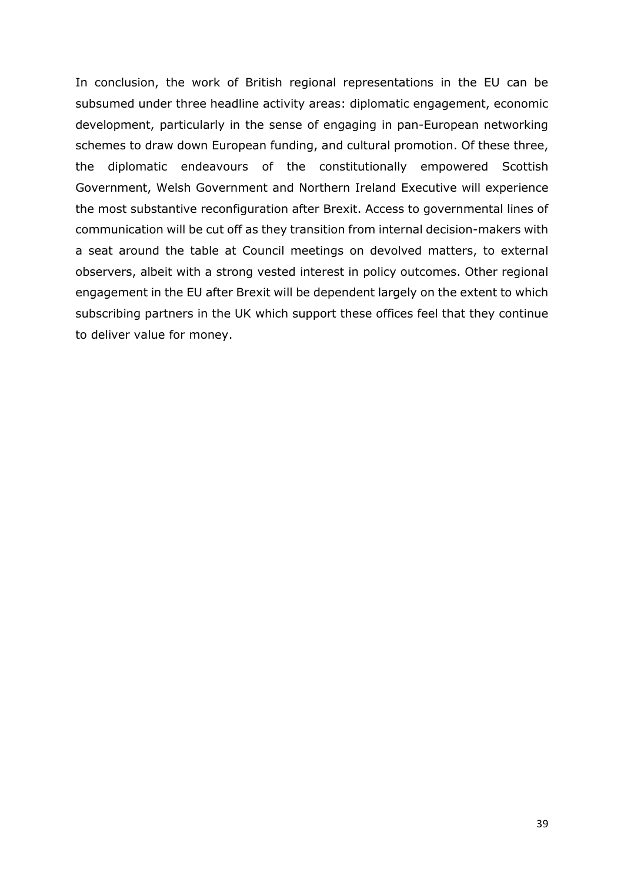In conclusion, the work of British regional representations in the EU can be subsumed under three headline activity areas: diplomatic engagement, economic development, particularly in the sense of engaging in pan-European networking schemes to draw down European funding, and cultural promotion. Of these three, the diplomatic endeavours of the constitutionally empowered Scottish Government, Welsh Government and Northern Ireland Executive will experience the most substantive reconfiguration after Brexit. Access to governmental lines of communication will be cut off as they transition from internal decision-makers with a seat around the table at Council meetings on devolved matters, to external observers, albeit with a strong vested interest in policy outcomes. Other regional engagement in the EU after Brexit will be dependent largely on the extent to which subscribing partners in the UK which support these offices feel that they continue to deliver value for money.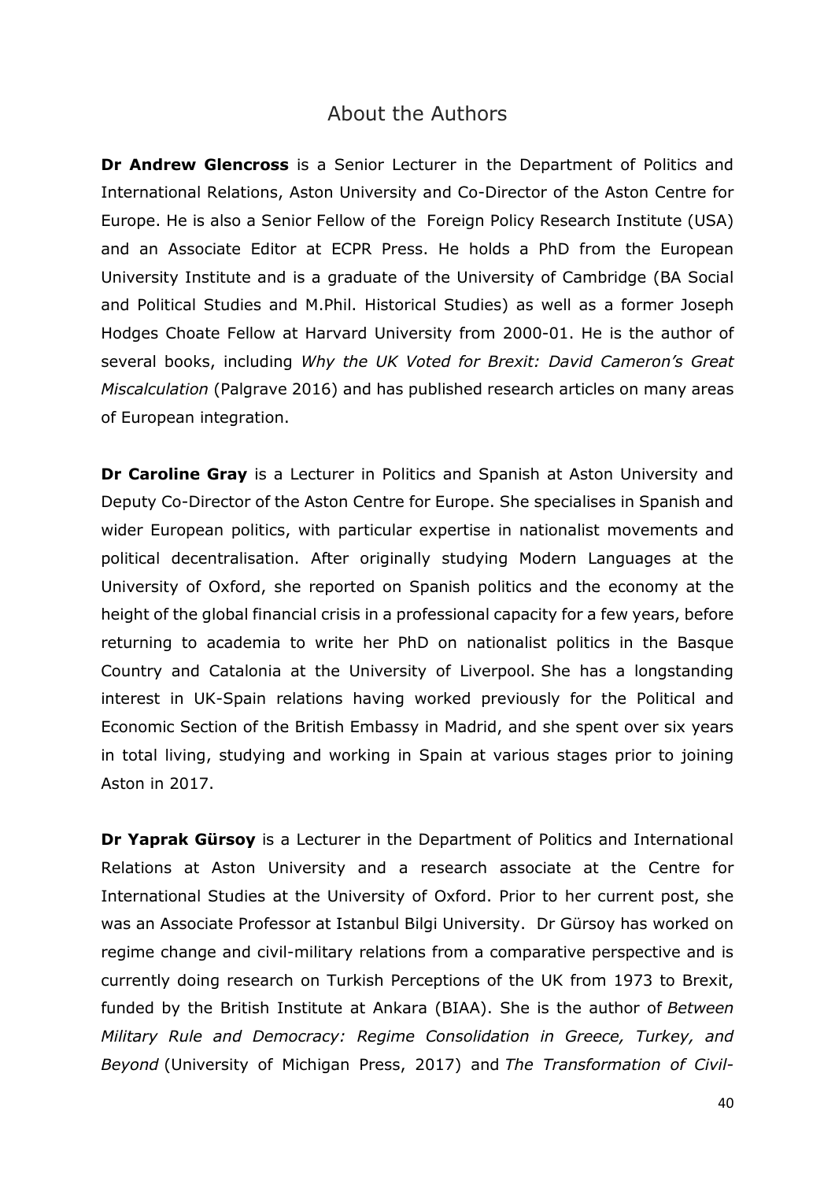## About the Authors

**Dr Andrew Glencross** is a Senior Lecturer in the Department of Politics and International Relations, Aston University and Co-Director of the Aston Centre for Europe. He is also a Senior Fellow of the Foreign Policy Research Institute (USA) and an Associate Editor at ECPR Press. He holds a PhD from the European University Institute and is a graduate of the University of Cambridge (BA Social and Political Studies and M.Phil. Historical Studies) as well as a former Joseph Hodges Choate Fellow at Harvard University from 2000-01. He is the author of several books, including *Why the UK Voted for Brexit: David Cameron's Great Miscalculation* (Palgrave 2016) and has published research articles on many areas of European integration.

**Dr Caroline Gray** is a Lecturer in Politics and Spanish at Aston University and Deputy Co-Director of the Aston Centre for Europe. She specialises in Spanish and wider European politics, with particular expertise in nationalist movements and political decentralisation. After originally studying Modern Languages at the University of Oxford, she reported on Spanish politics and the economy at the height of the global financial crisis in a professional capacity for a few years, before returning to academia to write her PhD on nationalist politics in the Basque Country and Catalonia at the University of Liverpool. She has a longstanding interest in UK-Spain relations having worked previously for the Political and Economic Section of the British Embassy in Madrid, and she spent over six years in total living, studying and working in Spain at various stages prior to joining Aston in 2017.

**Dr Yaprak Gürsoy** is a Lecturer in the Department of Politics and International Relations at Aston University and a research associate at the Centre for International Studies at the University of Oxford. Prior to her current post, she was an Associate Professor at Istanbul Bilgi University. Dr Gürsoy has worked on regime change and civil-military relations from a comparative perspective and is currently doing research on Turkish Perceptions of the UK from 1973 to Brexit, funded by the British Institute at Ankara (BIAA). She is the author of *Between Military Rule and Democracy: Regime Consolidation in Greece, Turkey, and Beyond* (University of Michigan Press, 2017) and *The Transformation of Civil-*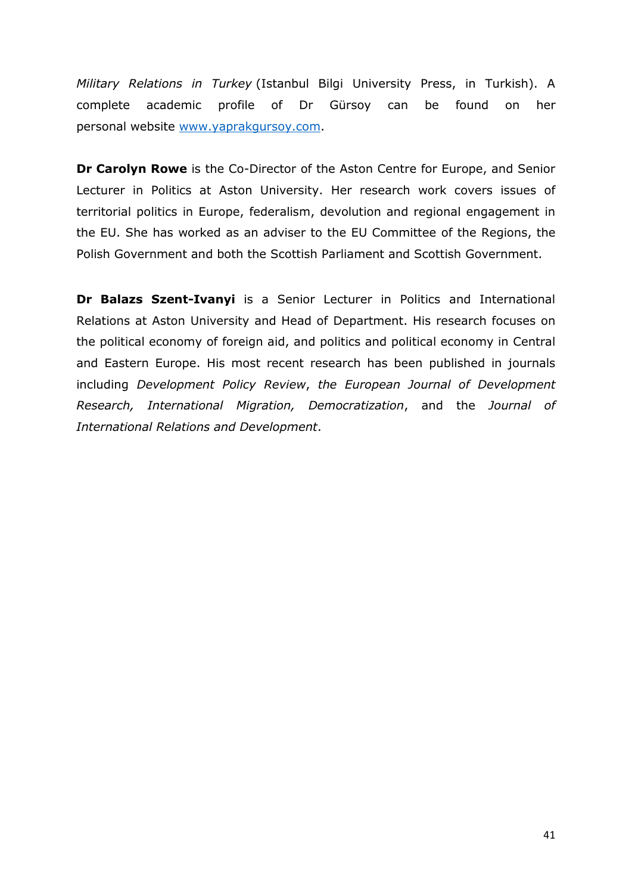*Military Relations in Turkey* (Istanbul Bilgi University Press, in Turkish). A complete academic profile of Dr Gürsoy can be found on her personal website www.yaprakgursoy.com.

**Dr Carolyn Rowe** is the Co-Director of the Aston Centre for Europe, and Senior Lecturer in Politics at Aston University. Her research work covers issues of territorial politics in Europe, federalism, devolution and regional engagement in the EU. She has worked as an adviser to the EU Committee of the Regions, the Polish Government and both the Scottish Parliament and Scottish Government.

**Dr Balazs Szent-Ivanyi** is a Senior Lecturer in Politics and International Relations at Aston University and Head of Department. His research focuses on the political economy of foreign aid, and politics and political economy in Central and Eastern Europe. His most recent research has been published in journals including *Development Policy Review*, *the European Journal of Development Research, International Migration, Democratization*, and the *Journal of International Relations and Development*.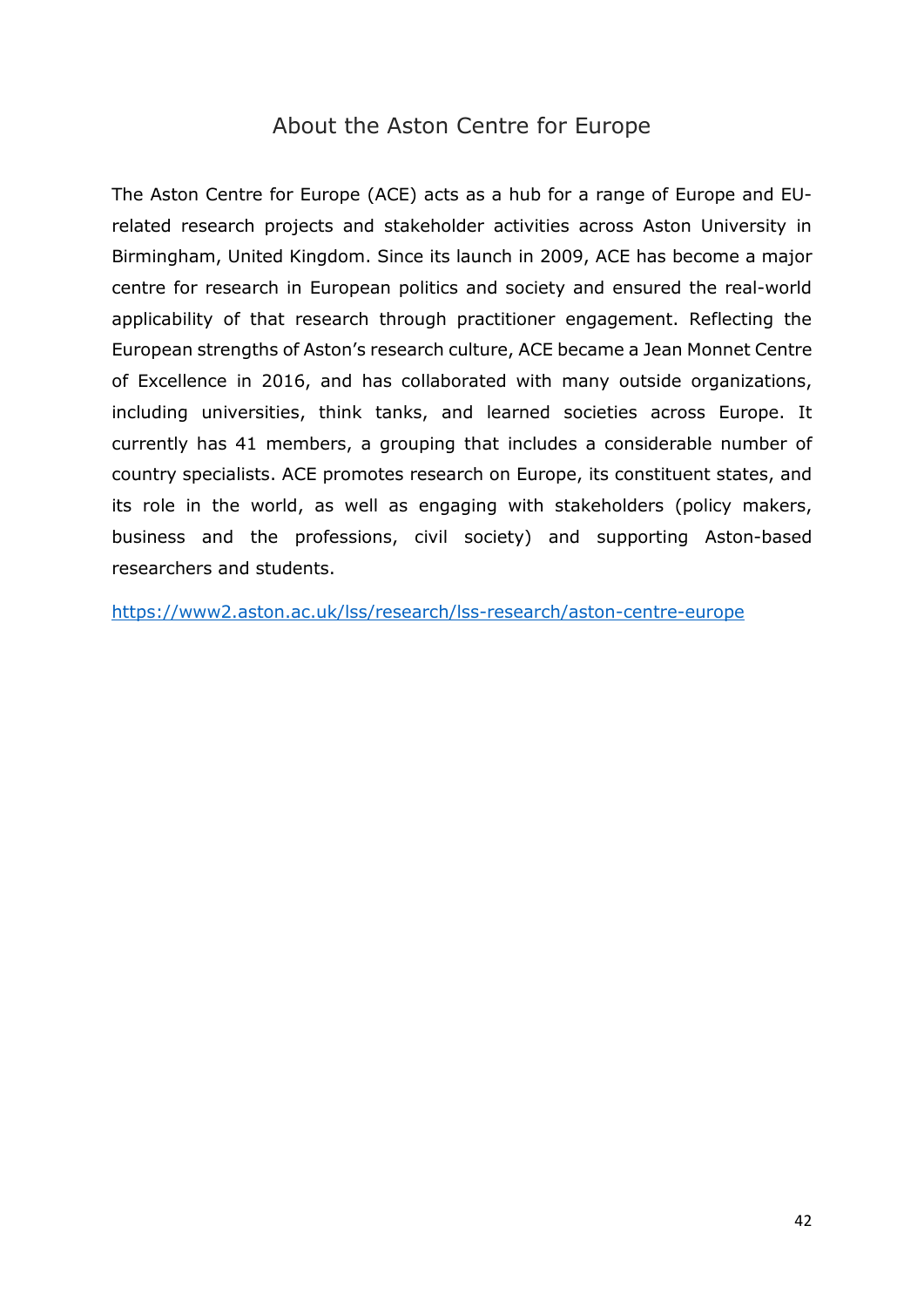## About the Aston Centre for Europe

The Aston Centre for Europe (ACE) acts as a hub for a range of Europe and EU-related research projects and stakeholder activities across Aston University in Birmingham, United Kingdom. Since its launch in 2009, ACE has become a major centre for research in European politics and society and ensured the real-world applicability of that research through practitioner engagement. Reflecting the European strengths of Aston's research culture, ACE became a Jean Monnet Centre of Excellence in 2016, and has collaborated with many outside organizations, including universities, think tanks, and learned societies across Europe. It currently has 41 members, a grouping that includes a considerable number of country specialists. ACE promotes research on Europe, its constituent states, and its role in the world, as well as engaging with stakeholders (policy makers, business and the professions, civil society) and supporting Aston-based researchers and students.

https://www2.aston.ac.uk/lss/research/lss-research/aston-centre-europe